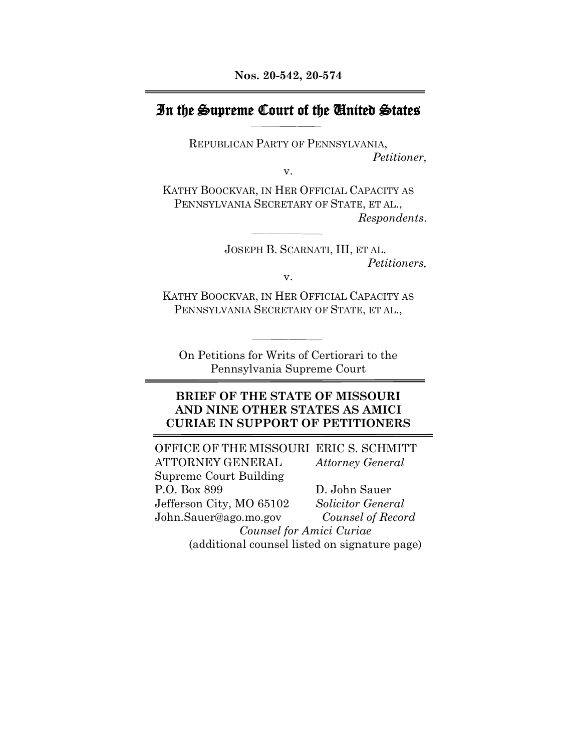**Nos. 20-542, 20-574**

# In the Supreme Court of the United States

REPUBLICAN PARTY OF PENNSYLVANIA,
*Petitioner,*

v.

KATHY BOOCKVAR, IN HER OFFICIAL CAPACITY AS PENNSYLVANIA SECRETARY OF STATE, ET AL.,
*Respondents*.

---

JOSEPH B. SCARNATI, III, ET AL.
*Petitioners,*

v.

KATHY BOOCKVAR, IN HER OFFICIAL CAPACITY AS PENNSYLVANIA SECRETARY OF STATE, ET AL.,

---

On Petitions for Writs of Certiorari to the Pennsylvania Supreme Court

## BRIEF OF THE STATE OF MISSOURI AND NINE OTHER STATES AS AMICI CURIAE IN SUPPORT OF PETITIONERS

OFFICE OF THE MISSOURI ATTORNEY GENERAL
Supreme Court Building
P.O. Box 899
Jefferson City, MO 65102
John.Sauer@ago.mo.gov

ERIC S. SCHMITT
*Attorney General*

D. John Sauer
*Solicitor General*
*Counsel of Record*

*Counsel for Amici Curiae*
(additional counsel listed on signature page)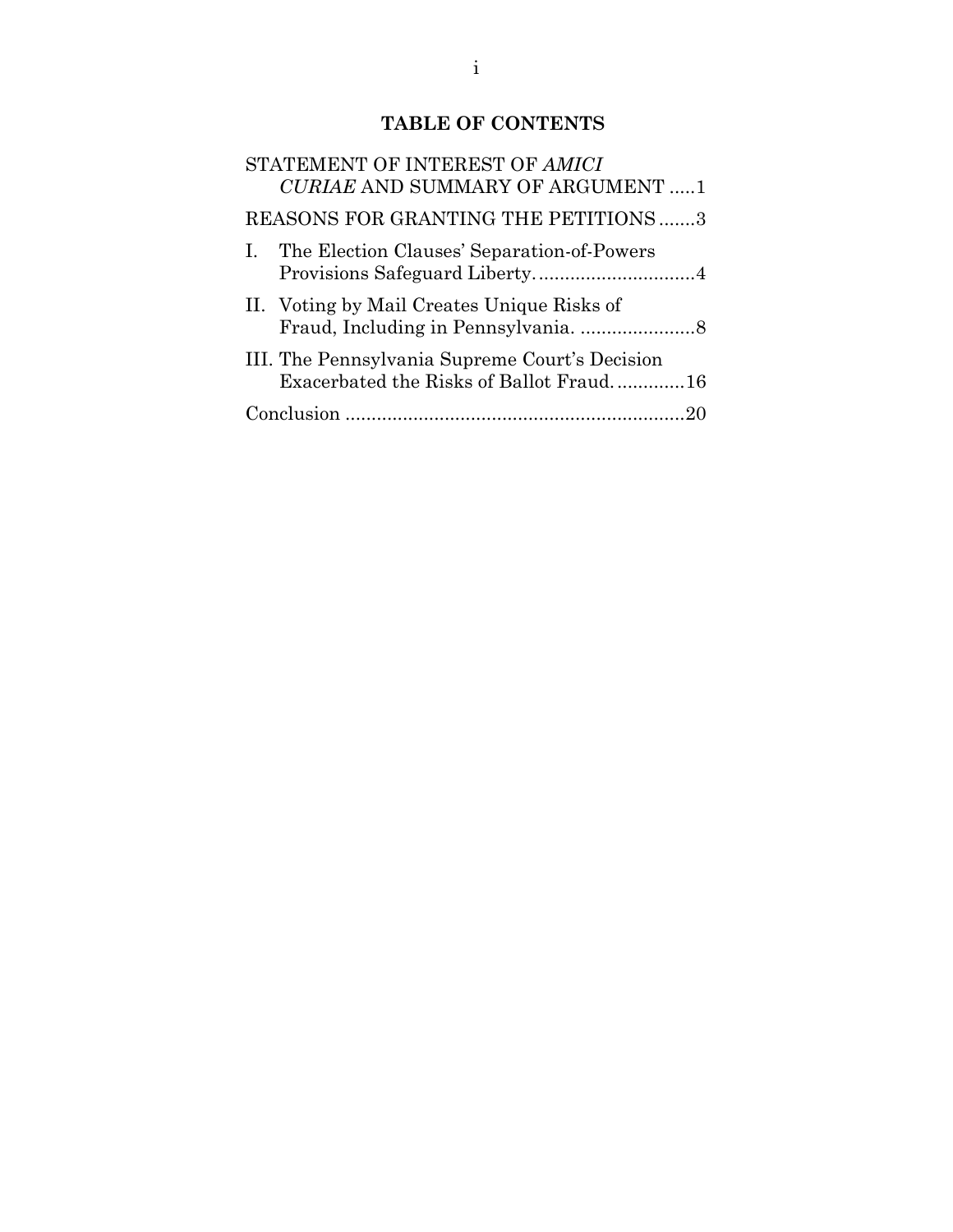## TABLE OF CONTENTS

STATEMENT OF INTEREST OF *AMICI CURIAE* AND SUMMARY OF ARGUMENT .....1

REASONS FOR GRANTING THE PETITIONS .......3

I. The Election Clauses' Separation-of-Powers Provisions Safeguard Liberty. ..............................4

II. Voting by Mail Creates Unique Risks of Fraud, Including in Pennsylvania. ......................8

III. The Pennsylvania Supreme Court's Decision Exacerbated the Risks of Ballot Fraud. .............16

Conclusion .................................................................20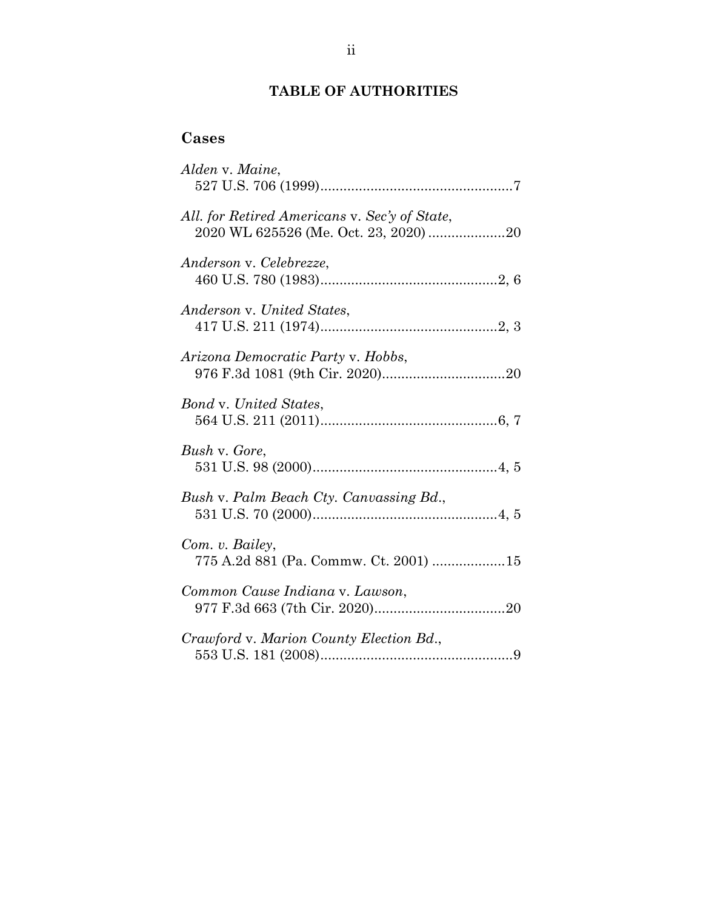# TABLE OF AUTHORITIES

## Cases

*Alden* v. *Maine*,
527 U.S. 706 (1999)..................................................7

*All. for Retired Americans* v. *Sec'y of State*,
2020 WL 625526 (Me. Oct. 23, 2020) ....................20

*Anderson* v. *Celebrezze*,
460 U.S. 780 (1983)..............................................2, 6

*Anderson* v. *United States*,
417 U.S. 211 (1974)..............................................2, 3

*Arizona Democratic Party* v. *Hobbs*,
976 F.3d 1081 (9th Cir. 2020)................................20

*Bond* v. *United States*,
564 U.S. 211 (2011)..............................................6, 7

*Bush* v. *Gore*,
531 U.S. 98 (2000)................................................4, 5

*Bush* v. *Palm Beach Cty. Canvassing Bd.*,
531 U.S. 70 (2000)................................................4, 5

*Com. v. Bailey*,
775 A.2d 881 (Pa. Commw. Ct. 2001) ..................15

*Common Cause Indiana* v. *Lawson*,
977 F.3d 663 (7th Cir. 2020)..................................20

*Crawford* v. *Marion County Election Bd.*,
553 U.S. 181 (2008)..................................................9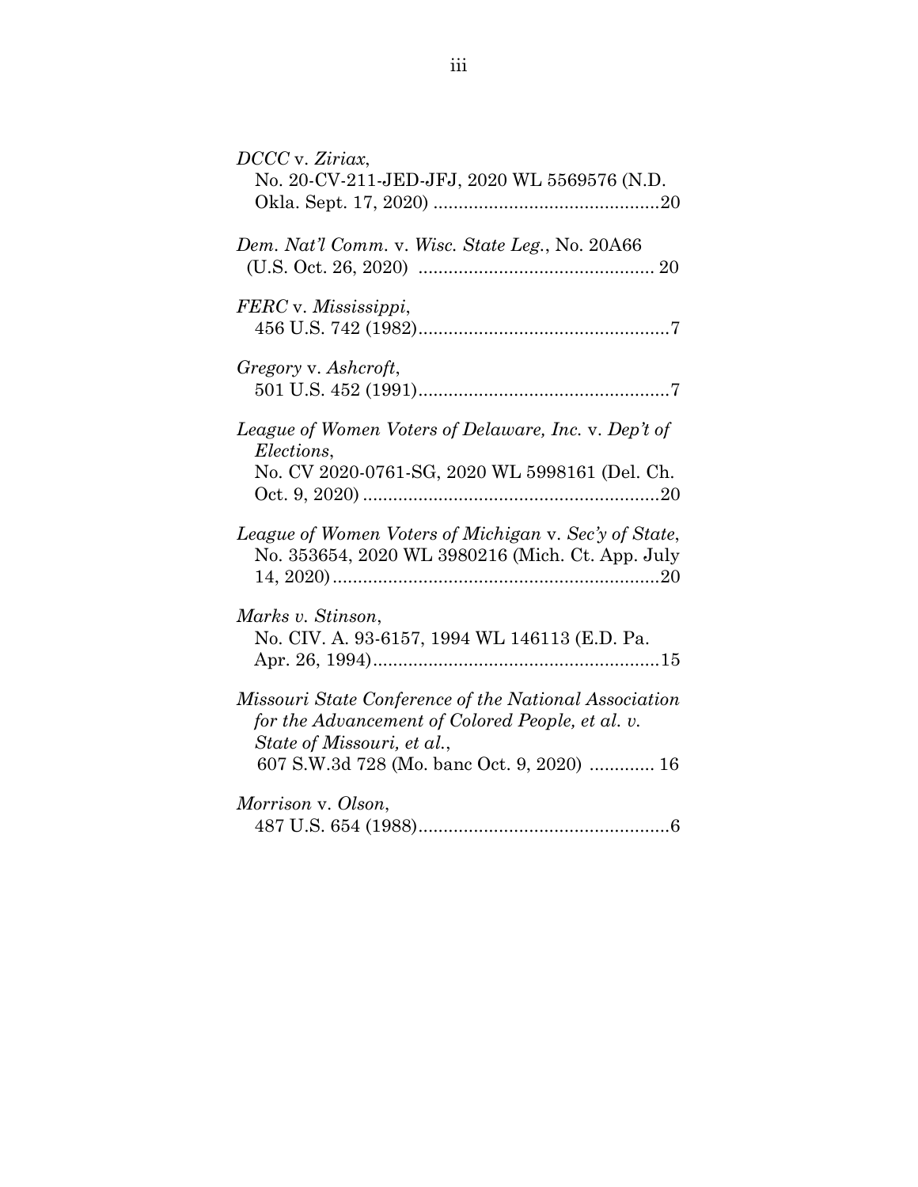*DCCC* v. *Ziriax*,
No. 20-CV-211-JED-JFJ, 2020 WL 5569576 (N.D. Okla. Sept. 17, 2020) ............................................20

*Dem. Nat'l Comm.* v. *Wisc. State Leg.*, No. 20A66 (U.S. Oct. 26, 2020) .............................................. 20

*FERC* v. *Mississippi*,
456 U.S. 742 (1982)..................................................7

*Gregory* v. *Ashcroft*,
501 U.S. 452 (1991)..................................................7

*League of Women Voters of Delaware, Inc.* v. *Dep't of Elections*,
No. CV 2020-0761-SG, 2020 WL 5998161 (Del. Ch. Oct. 9, 2020) ...........................................................20

*League of Women Voters of Michigan* v. *Sec'y of State*,
No. 353654, 2020 WL 3980216 (Mich. Ct. App. July 14, 2020).................................................................20

*Marks v. Stinson*,
No. CIV. A. 93-6157, 1994 WL 146113 (E.D. Pa. Apr. 26, 1994).........................................................15

*Missouri State Conference of the National Association for the Advancement of Colored People, et al. v. State of Missouri, et al.*,
607 S.W.3d 728 (Mo. banc Oct. 9, 2020) ............. 16

*Morrison* v. *Olson*,
487 U.S. 654 (1988)..................................................6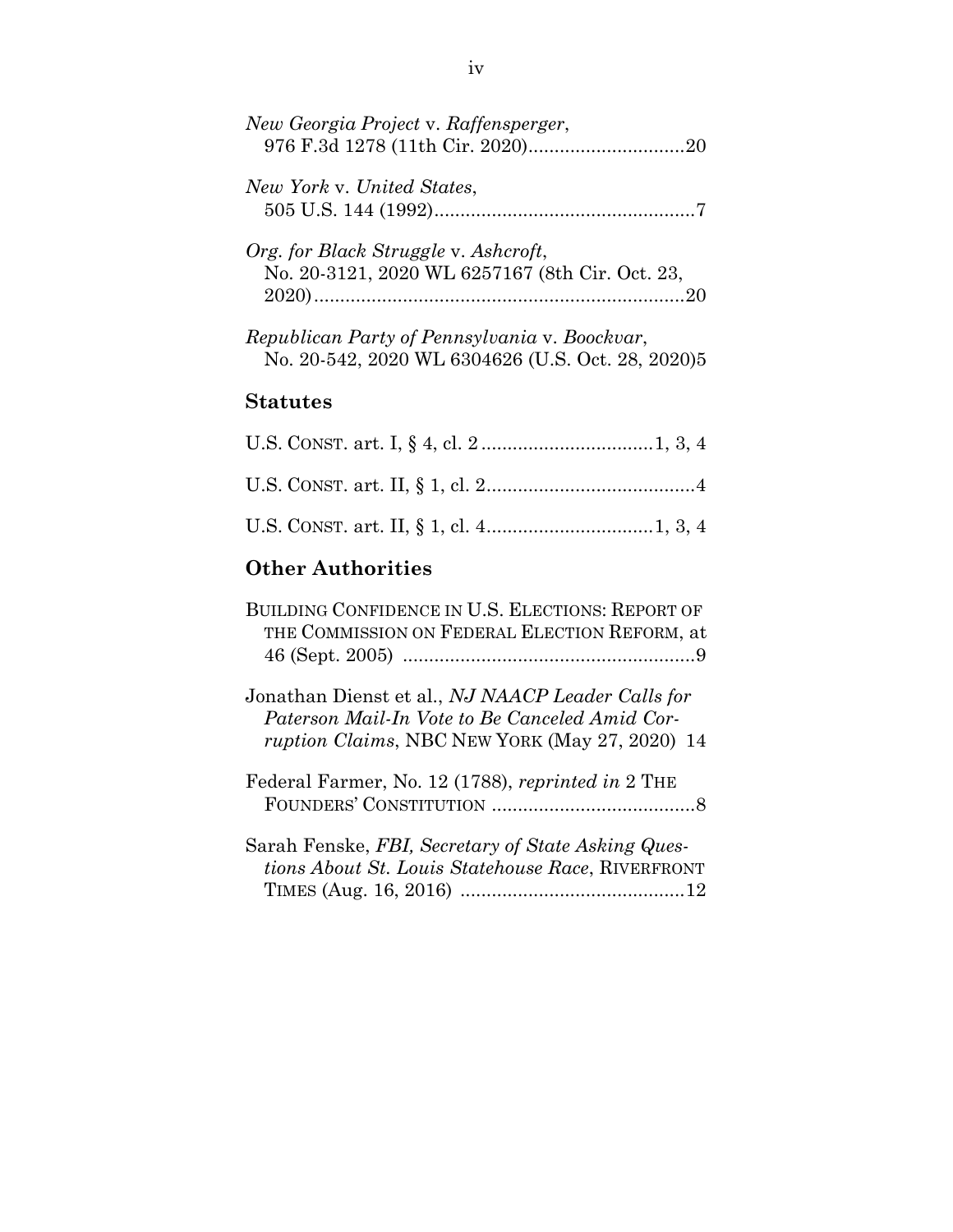*New Georgia Project* v. *Raffensperger*, 976 F.3d 1278 (11th Cir. 2020)..............................20

*New York* v. *United States*, 505 U.S. 144 (1992)..................................................7

*Org. for Black Struggle* v. *Ashcroft*, No. 20-3121, 2020 WL 6257167 (8th Cir. Oct. 23, 2020).......................................................................20

*Republican Party of Pennsylvania* v. *Boockvar*, No. 20-542, 2020 WL 6304626 (U.S. Oct. 28, 2020)5

## Statutes

U.S. CONST. art. I, § 4, cl. 2 .................................1, 3, 4

U.S. CONST. art. II, § 1, cl. 2........................................4

U.S. CONST. art. II, § 1, cl. 4................................1, 3, 4

## Other Authorities

BUILDING CONFIDENCE IN U.S. ELECTIONS: REPORT OF THE COMMISSION ON FEDERAL ELECTION REFORM, at 46 (Sept. 2005) ........................................................9

Jonathan Dienst et al., *NJ NAACP Leader Calls for Paterson Mail-In Vote to Be Canceled Amid Corruption Claims*, NBC NEW YORK (May 27, 2020) 14

Federal Farmer, No. 12 (1788), *reprinted in* 2 THE FOUNDERS' CONSTITUTION .......................................8

Sarah Fenske, *FBI, Secretary of State Asking Questions About St. Louis Statehouse Race*, RIVERFRONT TIMES (Aug. 16, 2016) ...........................................12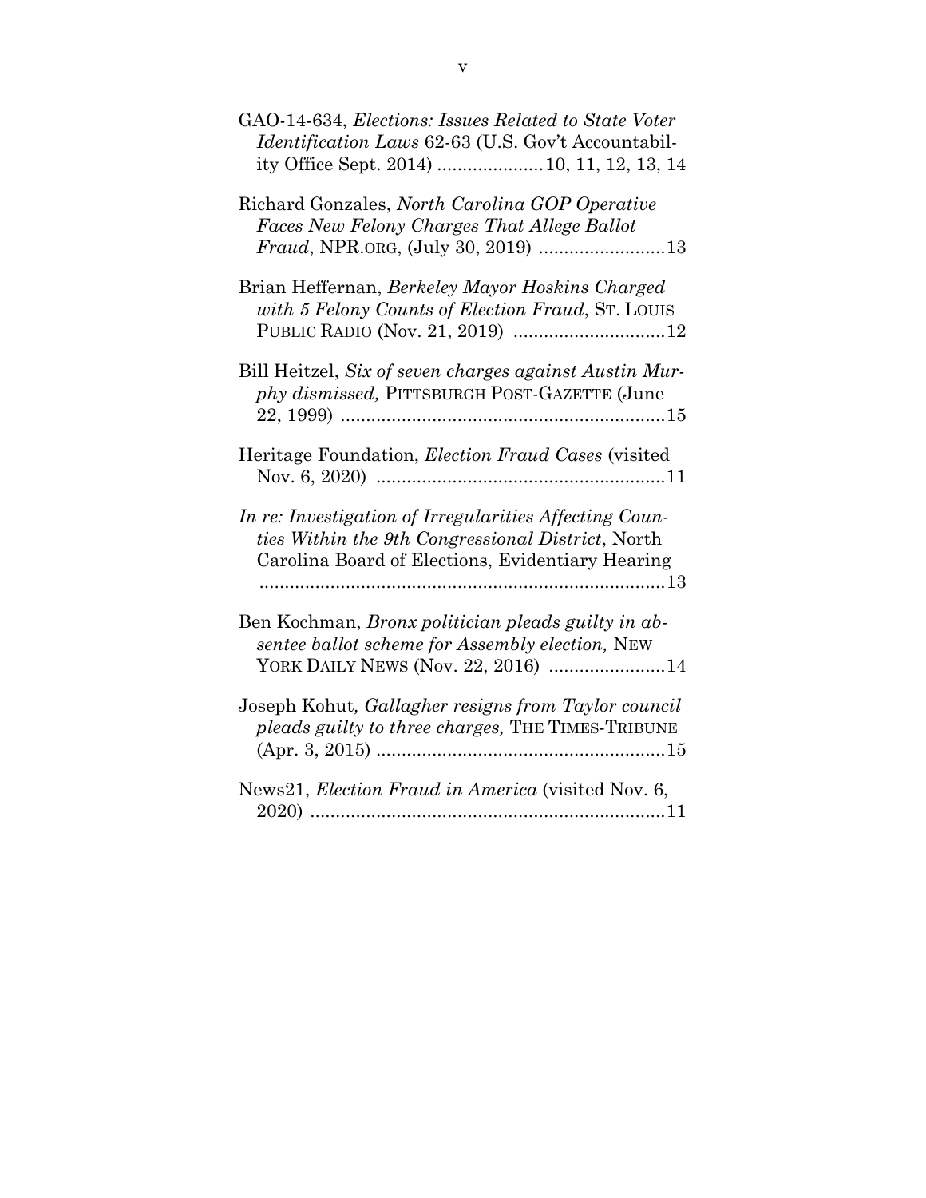GAO-14-634, *Elections: Issues Related to State Voter Identification Laws* 62-63 (U.S. Gov't Accountability Office Sept. 2014) .....................10, 11, 12, 13, 14

Richard Gonzales, *North Carolina GOP Operative Faces New Felony Charges That Allege Ballot Fraud*, NPR.ORG, (July 30, 2019) .........................13

Brian Heffernan, *Berkeley Mayor Hoskins Charged with 5 Felony Counts of Election Fraud*, ST. LOUIS PUBLIC RADIO (Nov. 21, 2019) ..............................12

Bill Heitzel, *Six of seven charges against Austin Murphy dismissed,* PITTSBURGH POST-GAZETTE (June 22, 1999) ................................................................15

Heritage Foundation, *Election Fraud Cases* (visited Nov. 6, 2020) .........................................................11

*In re: Investigation of Irregularities Affecting Counties Within the 9th Congressional District*, North Carolina Board of Elections, Evidentiary Hearing ................................................................................13

Ben Kochman, *Bronx politician pleads guilty in absentee ballot scheme for Assembly election,* NEW YORK DAILY NEWS (Nov. 22, 2016) .......................14

Joseph Kohut*, Gallagher resigns from Taylor council pleads guilty to three charges,* THE TIMES-TRIBUNE (Apr. 3, 2015) .........................................................15

News21, *Election Fraud in America* (visited Nov. 6, 2020) ......................................................................11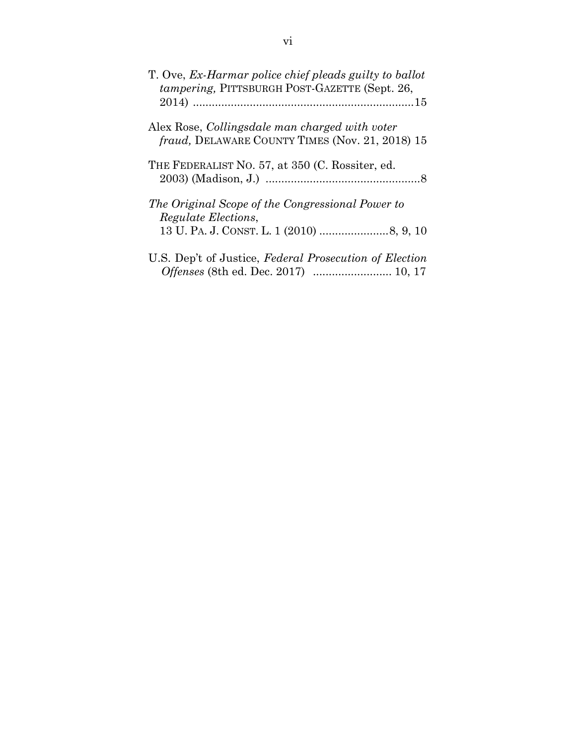T. Ove, *Ex-Harmar police chief pleads guilty to ballot tampering,* PITTSBURGH POST-GAZETTE (Sept. 26, 2014) ......................................................................15

Alex Rose, *Collingsdale man charged with voter fraud,* DELAWARE COUNTY TIMES (Nov. 21, 2018) 15

THE FEDERALIST NO. 57, at 350 (C. Rossiter, ed. 2003) (Madison, J.) .................................................8

*The Original Scope of the Congressional Power to Regulate Elections*, 13 U. PA. J. CONST. L. 1 (2010) ......................8, 9, 10

U.S. Dep't of Justice, *Federal Prosecution of Election Offenses* (8th ed. Dec. 2017) ......................... 10, 17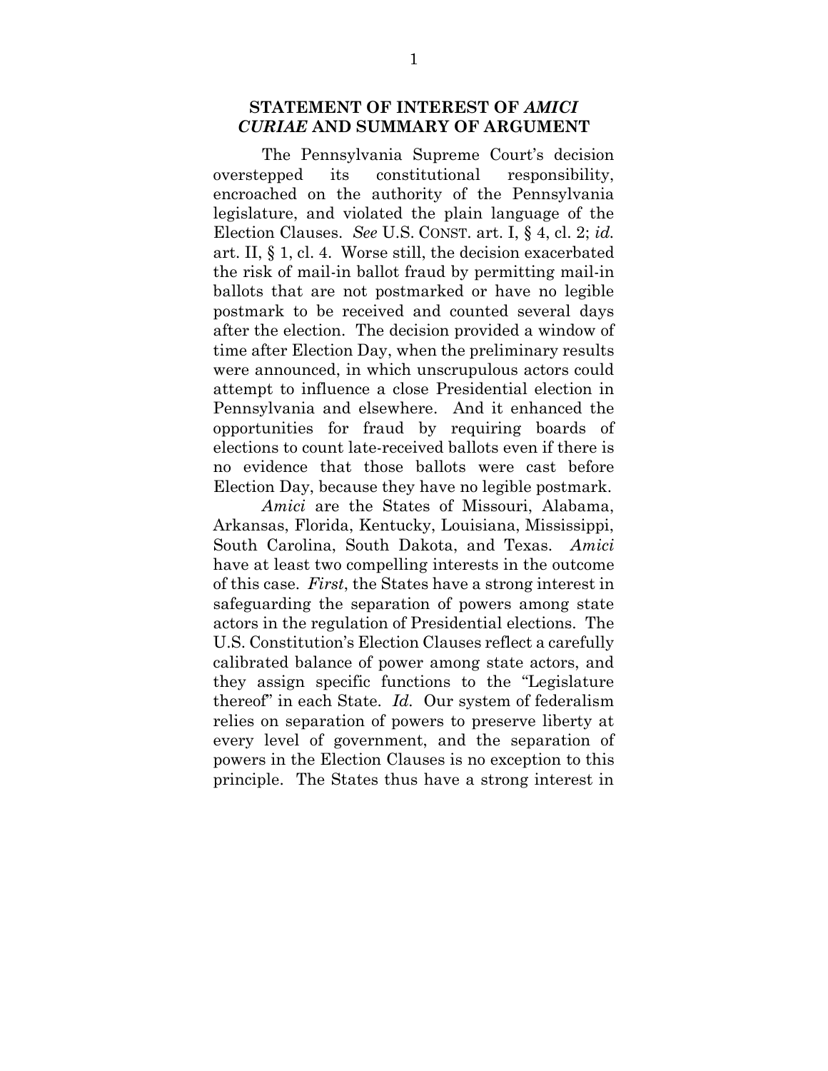## STATEMENT OF INTEREST OF *AMICI CURIAE* AND SUMMARY OF ARGUMENT

The Pennsylvania Supreme Court's decision overstepped its constitutional responsibility, encroached on the authority of the Pennsylvania legislature, and violated the plain language of the Election Clauses. *See* U.S. CONST. art. I, § 4, cl. 2; *id.* art. II, § 1, cl. 4. Worse still, the decision exacerbated the risk of mail-in ballot fraud by permitting mail-in ballots that are not postmarked or have no legible postmark to be received and counted several days after the election. The decision provided a window of time after Election Day, when the preliminary results were announced, in which unscrupulous actors could attempt to influence a close Presidential election in Pennsylvania and elsewhere. And it enhanced the opportunities for fraud by requiring boards of elections to count late-received ballots even if there is no evidence that those ballots were cast before Election Day, because they have no legible postmark.

*Amici* are the States of Missouri, Alabama, Arkansas, Florida, Kentucky, Louisiana, Mississippi, South Carolina, South Dakota, and Texas. *Amici* have at least two compelling interests in the outcome of this case. *First*, the States have a strong interest in safeguarding the separation of powers among state actors in the regulation of Presidential elections. The U.S. Constitution's Election Clauses reflect a carefully calibrated balance of power among state actors, and they assign specific functions to the "Legislature thereof" in each State. *Id.* Our system of federalism relies on separation of powers to preserve liberty at every level of government, and the separation of powers in the Election Clauses is no exception to this principle. The States thus have a strong interest in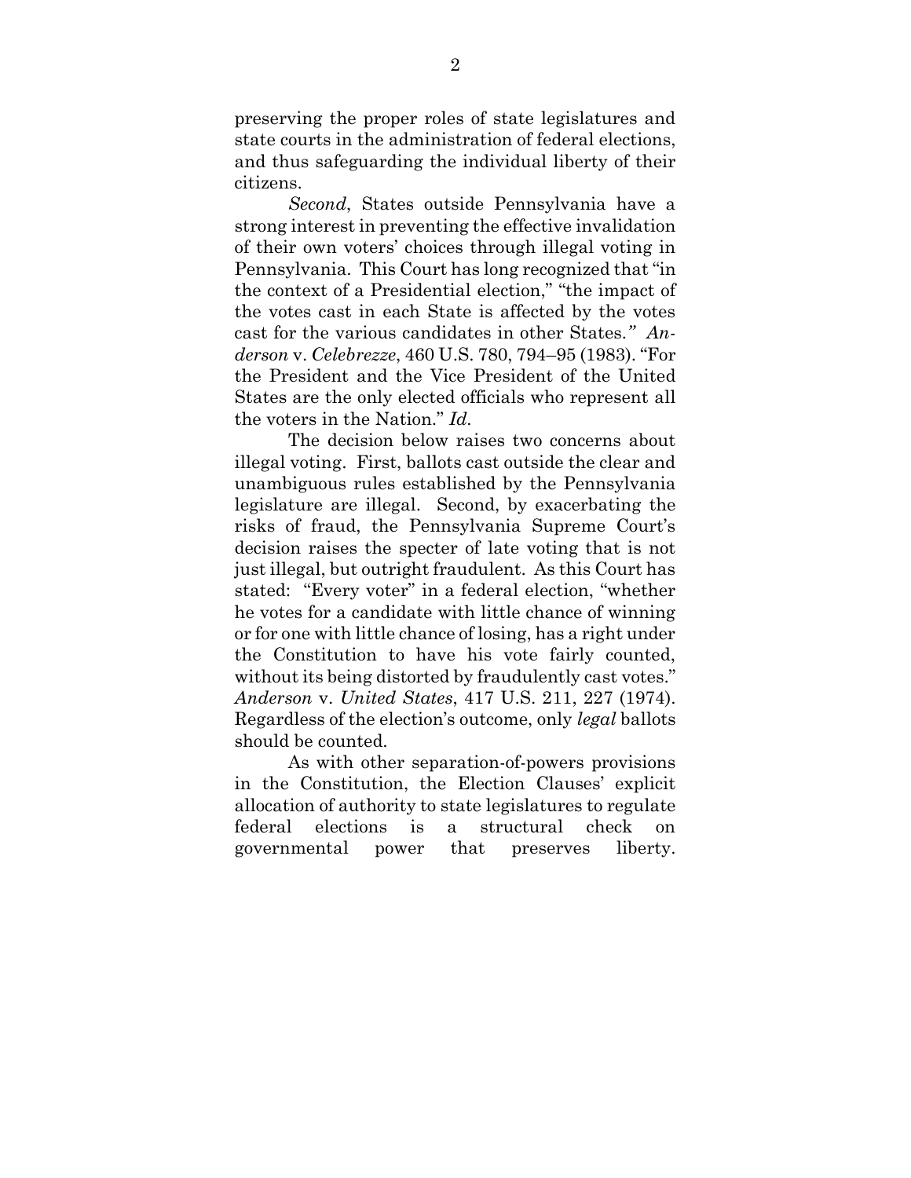preserving the proper roles of state legislatures and state courts in the administration of federal elections, and thus safeguarding the individual liberty of their citizens.

*Second*, States outside Pennsylvania have a strong interest in preventing the effective invalidation of their own voters' choices through illegal voting in Pennsylvania. This Court has long recognized that "in the context of a Presidential election," "the impact of the votes cast in each State is affected by the votes cast for the various candidates in other States." *Anderson* v. *Celebrezze*, 460 U.S. 780, 794–95 (1983). "For the President and the Vice President of the United States are the only elected officials who represent all the voters in the Nation." *Id.*

The decision below raises two concerns about illegal voting. First, ballots cast outside the clear and unambiguous rules established by the Pennsylvania legislature are illegal. Second, by exacerbating the risks of fraud, the Pennsylvania Supreme Court's decision raises the specter of late voting that is not just illegal, but outright fraudulent. As this Court has stated: "Every voter" in a federal election, "whether he votes for a candidate with little chance of winning or for one with little chance of losing, has a right under the Constitution to have his vote fairly counted, without its being distorted by fraudulently cast votes." *Anderson* v. *United States*, 417 U.S. 211, 227 (1974). Regardless of the election's outcome, only *legal* ballots should be counted.

As with other separation-of-powers provisions in the Constitution, the Election Clauses' explicit allocation of authority to state legislatures to regulate federal elections is a structural check on governmental power that preserves liberty.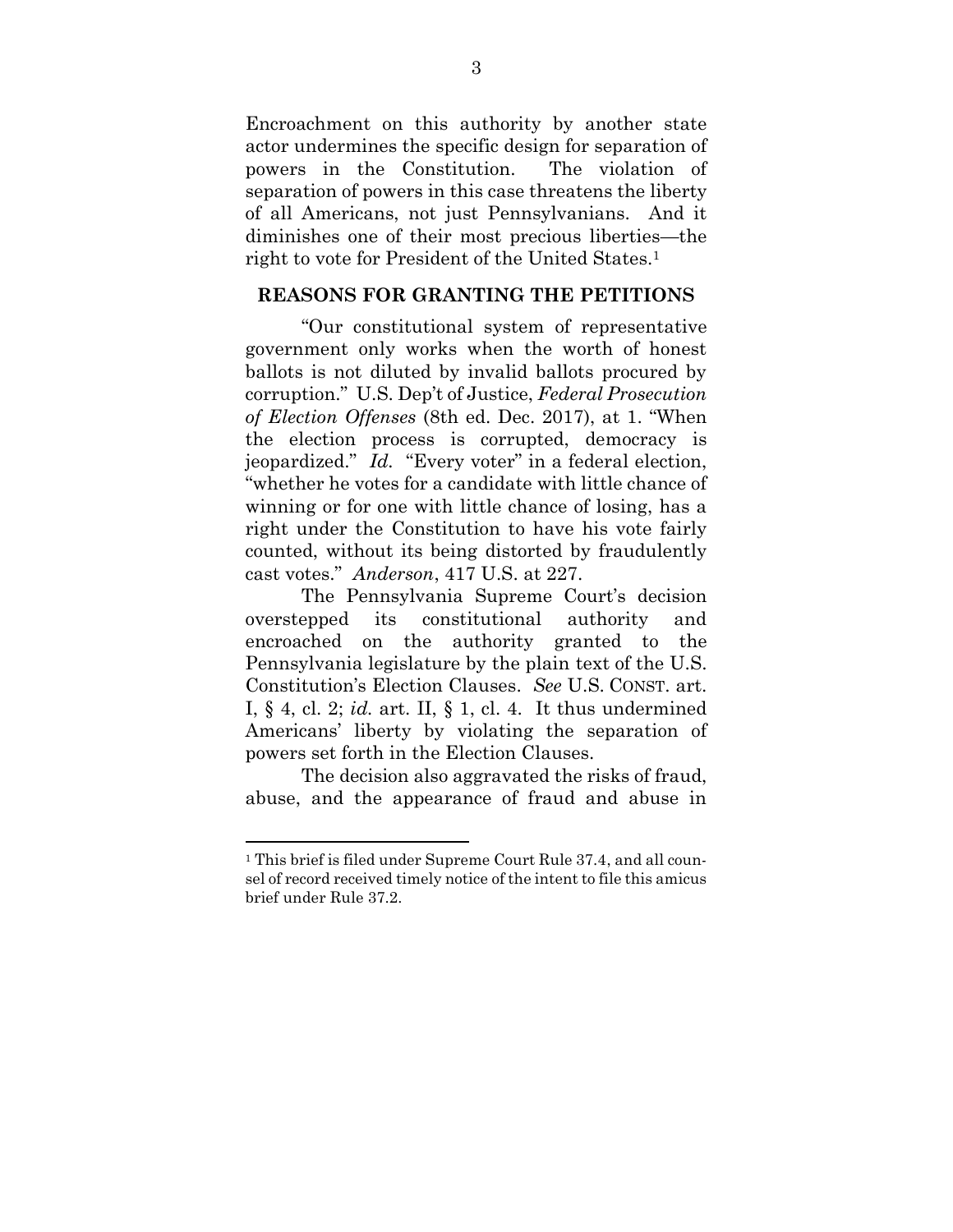Encroachment on this authority by another state actor undermines the specific design for separation of powers in the Constitution. The violation of separation of powers in this case threatens the liberty of all Americans, not just Pennsylvanians. And it diminishes one of their most precious liberties—the right to vote for President of the United States.[1]

## REASONS FOR GRANTING THE PETITIONS

"Our constitutional system of representative government only works when the worth of honest ballots is not diluted by invalid ballots procured by corruption." U.S. Dep't of Justice, *Federal Prosecution of Election Offenses* (8th ed. Dec. 2017), at 1. "When the election process is corrupted, democracy is jeopardized." *Id.* "Every voter" in a federal election, "whether he votes for a candidate with little chance of winning or for one with little chance of losing, has a right under the Constitution to have his vote fairly counted, without its being distorted by fraudulently cast votes." *Anderson*, 417 U.S. at 227.

The Pennsylvania Supreme Court's decision overstepped its constitutional authority and encroached on the authority granted to the Pennsylvania legislature by the plain text of the U.S. Constitution's Election Clauses. *See* U.S. CONST. art. I, § 4, cl. 2; *id.* art. II, § 1, cl. 4. It thus undermined Americans' liberty by violating the separation of powers set forth in the Election Clauses.

The decision also aggravated the risks of fraud, abuse, and the appearance of fraud and abuse in

---

[1] This brief is filed under Supreme Court Rule 37.4, and all counsel of record received timely notice of the intent to file this amicus brief under Rule 37.2.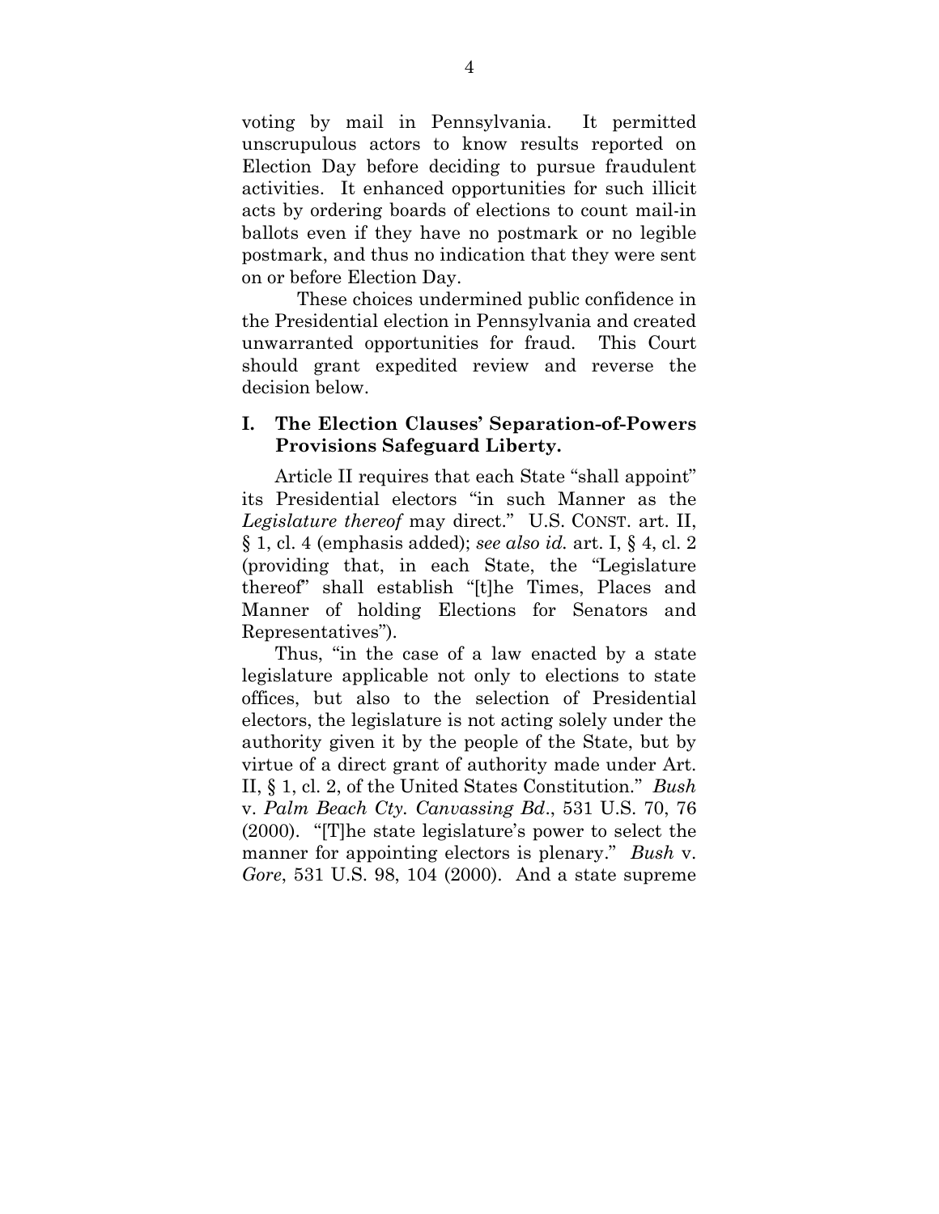voting by mail in Pennsylvania. It permitted unscrupulous actors to know results reported on Election Day before deciding to pursue fraudulent activities. It enhanced opportunities for such illicit acts by ordering boards of elections to count mail-in ballots even if they have no postmark or no legible postmark, and thus no indication that they were sent on or before Election Day.

These choices undermined public confidence in the Presidential election in Pennsylvania and created unwarranted opportunities for fraud. This Court should grant expedited review and reverse the decision below.

## I. The Election Clauses' Separation-of-Powers Provisions Safeguard Liberty.

Article II requires that each State "shall appoint" its Presidential electors "in such Manner as the *Legislature thereof* may direct." U.S. CONST. art. II, § 1, cl. 4 (emphasis added); *see also id.* art. I, § 4, cl. 2 (providing that, in each State, the "Legislature thereof" shall establish "[t]he Times, Places and Manner of holding Elections for Senators and Representatives").

Thus, "in the case of a law enacted by a state legislature applicable not only to elections to state offices, but also to the selection of Presidential electors, the legislature is not acting solely under the authority given it by the people of the State, but by virtue of a direct grant of authority made under Art. II, § 1, cl. 2, of the United States Constitution." *Bush* v. *Palm Beach Cty. Canvassing Bd.*, 531 U.S. 70, 76 (2000). "[T]he state legislature's power to select the manner for appointing electors is plenary." *Bush* v. *Gore*, 531 U.S. 98, 104 (2000). And a state supreme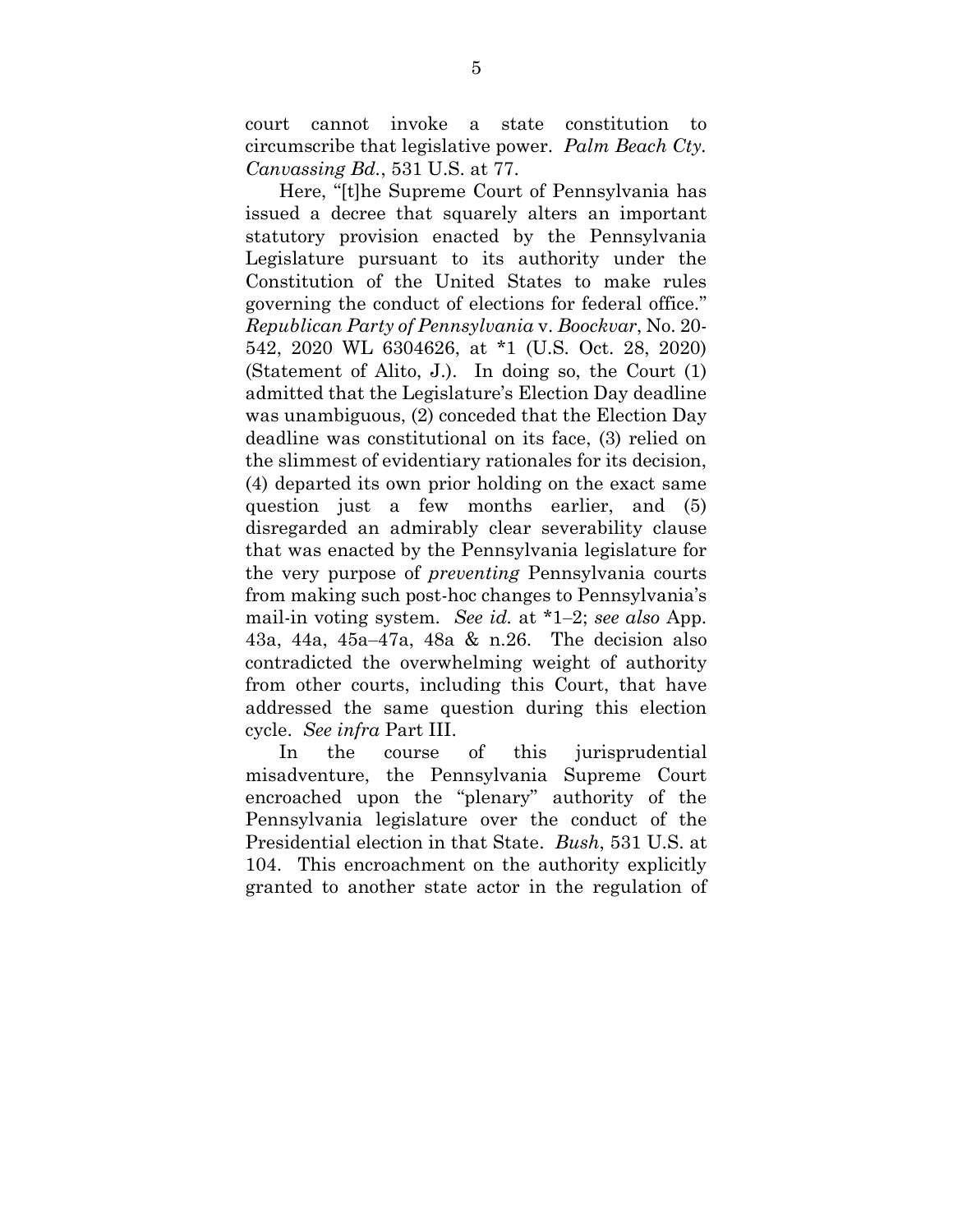court cannot invoke a state constitution to circumscribe that legislative power. *Palm Beach Cty. Canvassing Bd.*, 531 U.S. at 77.

Here, "[t]he Supreme Court of Pennsylvania has issued a decree that squarely alters an important statutory provision enacted by the Pennsylvania Legislature pursuant to its authority under the Constitution of the United States to make rules governing the conduct of elections for federal office." *Republican Party of Pennsylvania* v. *Boockvar*, No. 20-542, 2020 WL 6304626, at *1 (U.S. Oct. 28, 2020) (Statement of Alito, J.). In doing so, the Court (1) admitted that the Legislature's Election Day deadline was unambiguous, (2) conceded that the Election Day deadline was constitutional on its face, (3) relied on the slimmest of evidentiary rationales for its decision, (4) departed its own prior holding on the exact same question just a few months earlier, and (5) disregarded an admirably clear severability clause that was enacted by the Pennsylvania legislature for the very purpose of *preventing* Pennsylvania courts from making such post-hoc changes to Pennsylvania's mail-in voting system. *See id.* at *1–2; *see also* App. 43a, 44a, 45a–47a, 48a & n.26. The decision also contradicted the overwhelming weight of authority from other courts, including this Court, that have addressed the same question during this election cycle. *See infra* Part III.

In the course of this jurisprudential misadventure, the Pennsylvania Supreme Court encroached upon the "plenary" authority of the Pennsylvania legislature over the conduct of the Presidential election in that State. *Bush*, 531 U.S. at 104. This encroachment on the authority explicitly granted to another state actor in the regulation of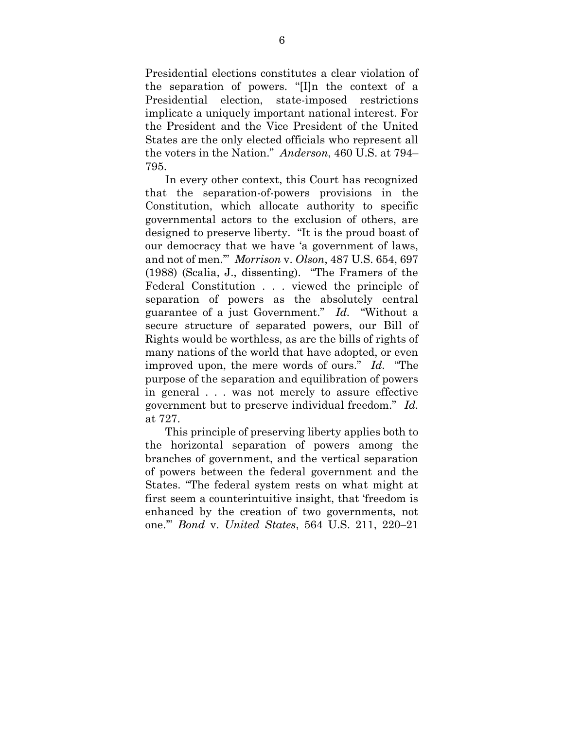Presidential elections constitutes a clear violation of the separation of powers. "[I]n the context of a Presidential election, state-imposed restrictions implicate a uniquely important national interest. For the President and the Vice President of the United States are the only elected officials who represent all the voters in the Nation." *Anderson*, 460 U.S. at 794–795.

In every other context, this Court has recognized that the separation-of-powers provisions in the Constitution, which allocate authority to specific governmental actors to the exclusion of others, are designed to preserve liberty. "It is the proud boast of our democracy that we have 'a government of laws, and not of men.'" *Morrison* v. *Olson*, 487 U.S. 654, 697 (1988) (Scalia, J., dissenting). "The Framers of the Federal Constitution . . . viewed the principle of separation of powers as the absolutely central guarantee of a just Government." *Id.* "Without a secure structure of separated powers, our Bill of Rights would be worthless, as are the bills of rights of many nations of the world that have adopted, or even improved upon, the mere words of ours." *Id.* "The purpose of the separation and equilibration of powers in general . . . was not merely to assure effective government but to preserve individual freedom." *Id.* at 727.

This principle of preserving liberty applies both to the horizontal separation of powers among the branches of government, and the vertical separation of powers between the federal government and the States. "The federal system rests on what might at first seem a counterintuitive insight, that 'freedom is enhanced by the creation of two governments, not one.'" *Bond* v. *United States*, 564 U.S. 211, 220–21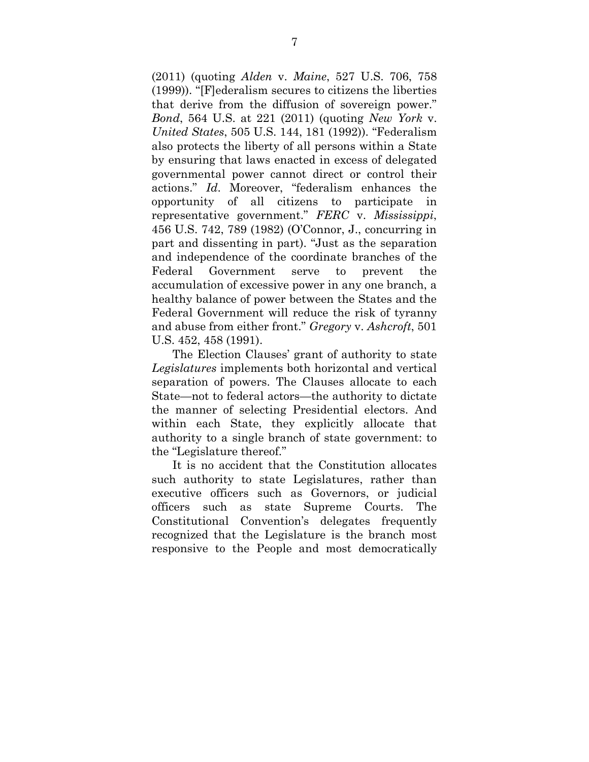(2011) (quoting *Alden* v. *Maine*, 527 U.S. 706, 758 (1999)). "[F]ederalism secures to citizens the liberties that derive from the diffusion of sovereign power." *Bond*, 564 U.S. at 221 (2011) (quoting *New York* v. *United States*, 505 U.S. 144, 181 (1992)). "Federalism also protects the liberty of all persons within a State by ensuring that laws enacted in excess of delegated governmental power cannot direct or control their actions." *Id*. Moreover, "federalism enhances the opportunity of all citizens to participate in representative government." *FERC* v. *Mississippi*, 456 U.S. 742, 789 (1982) (O'Connor, J., concurring in part and dissenting in part). "Just as the separation and independence of the coordinate branches of the Federal Government serve to prevent the accumulation of excessive power in any one branch, a healthy balance of power between the States and the Federal Government will reduce the risk of tyranny and abuse from either front." *Gregory* v. *Ashcroft*, 501 U.S. 452, 458 (1991).

The Election Clauses' grant of authority to state *Legislatures* implements both horizontal and vertical separation of powers. The Clauses allocate to each State—not to federal actors—the authority to dictate the manner of selecting Presidential electors. And within each State, they explicitly allocate that authority to a single branch of state government: to the "Legislature thereof."

It is no accident that the Constitution allocates such authority to state Legislatures, rather than executive officers such as Governors, or judicial officers such as state Supreme Courts. The Constitutional Convention's delegates frequently recognized that the Legislature is the branch most responsive to the People and most democratically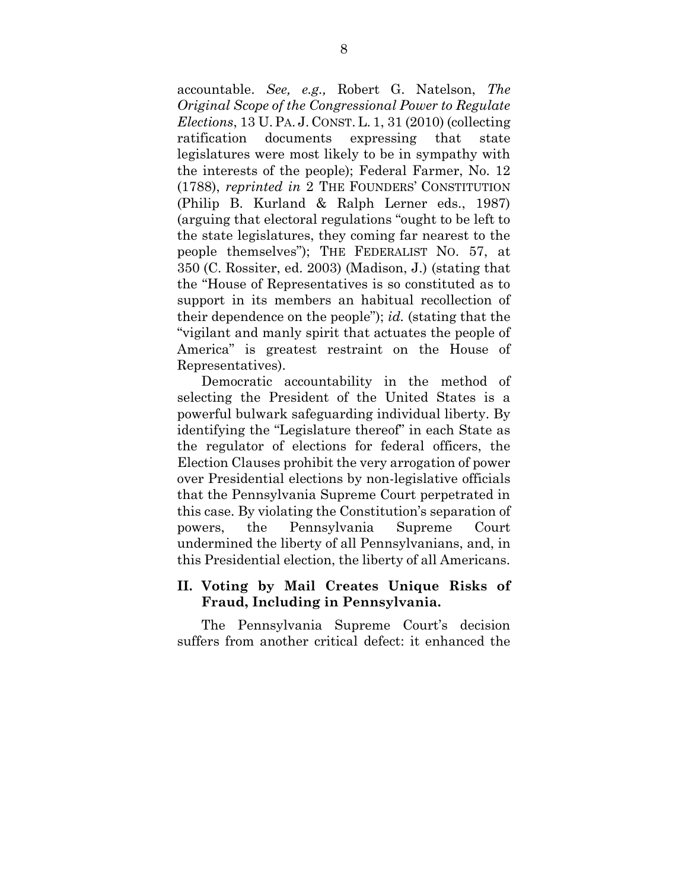accountable. *See, e.g.,* Robert G. Natelson, *The Original Scope of the Congressional Power to Regulate Elections*, 13 U. PA. J. CONST. L. 1, 31 (2010) (collecting ratification documents expressing that state legislatures were most likely to be in sympathy with the interests of the people); Federal Farmer, No. 12 (1788), *reprinted in* 2 THE FOUNDERS' CONSTITUTION (Philip B. Kurland & Ralph Lerner eds., 1987) (arguing that electoral regulations "ought to be left to the state legislatures, they coming far nearest to the people themselves"); THE FEDERALIST NO. 57, at 350 (C. Rossiter, ed. 2003) (Madison, J.) (stating that the "House of Representatives is so constituted as to support in its members an habitual recollection of their dependence on the people"); *id.* (stating that the "vigilant and manly spirit that actuates the people of America" is greatest restraint on the House of Representatives).

Democratic accountability in the method of selecting the President of the United States is a powerful bulwark safeguarding individual liberty. By identifying the "Legislature thereof" in each State as the regulator of elections for federal officers, the Election Clauses prohibit the very arrogation of power over Presidential elections by non-legislative officials that the Pennsylvania Supreme Court perpetrated in this case. By violating the Constitution's separation of powers, the Pennsylvania Supreme Court undermined the liberty of all Pennsylvanians, and, in this Presidential election, the liberty of all Americans.

## II. Voting by Mail Creates Unique Risks of Fraud, Including in Pennsylvania.

The Pennsylvania Supreme Court's decision suffers from another critical defect: it enhanced the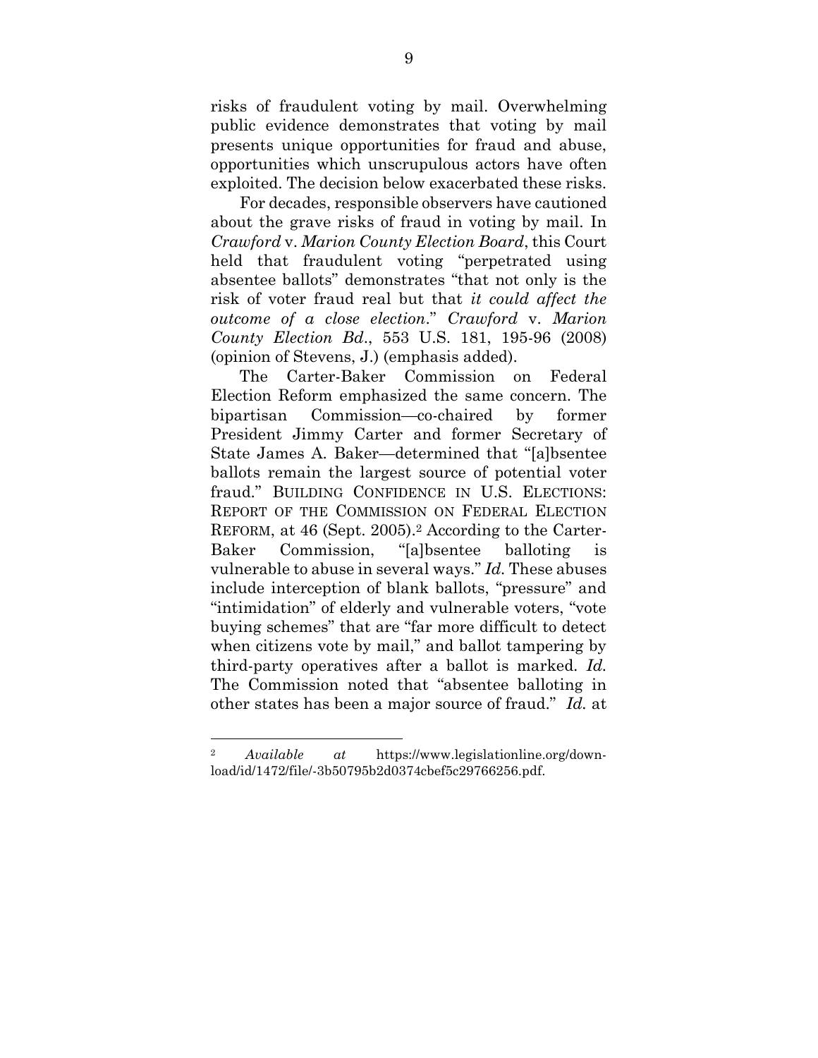risks of fraudulent voting by mail. Overwhelming public evidence demonstrates that voting by mail presents unique opportunities for fraud and abuse, opportunities which unscrupulous actors have often exploited. The decision below exacerbated these risks.

For decades, responsible observers have cautioned about the grave risks of fraud in voting by mail. In *Crawford* v. *Marion County Election Board*, this Court held that fraudulent voting "perpetrated using absentee ballots" demonstrates "that not only is the risk of voter fraud real but that *it could affect the outcome of a close election*." *Crawford* v. *Marion County Election Bd*., 553 U.S. 181, 195-96 (2008) (opinion of Stevens, J.) (emphasis added).

The Carter-Baker Commission on Federal Election Reform emphasized the same concern. The bipartisan Commission—co-chaired by former President Jimmy Carter and former Secretary of State James A. Baker—determined that "[a]bsentee ballots remain the largest source of potential voter fraud." BUILDING CONFIDENCE IN U.S. ELECTIONS: REPORT OF THE COMMISSION ON FEDERAL ELECTION REFORM, at 46 (Sept. 2005).[2] According to the Carter-Baker Commission, "[a]bsentee balloting is vulnerable to abuse in several ways." *Id.* These abuses include interception of blank ballots, "pressure" and "intimidation" of elderly and vulnerable voters, "vote buying schemes" that are "far more difficult to detect when citizens vote by mail," and ballot tampering by third-party operatives after a ballot is marked. *Id.* The Commission noted that "absentee balloting in other states has been a major source of fraud." *Id.* at

---

[2] *Available at* https://www.legislationline.org/download/id/1472/file/-3b50795b2d0374cbef5c29766256.pdf.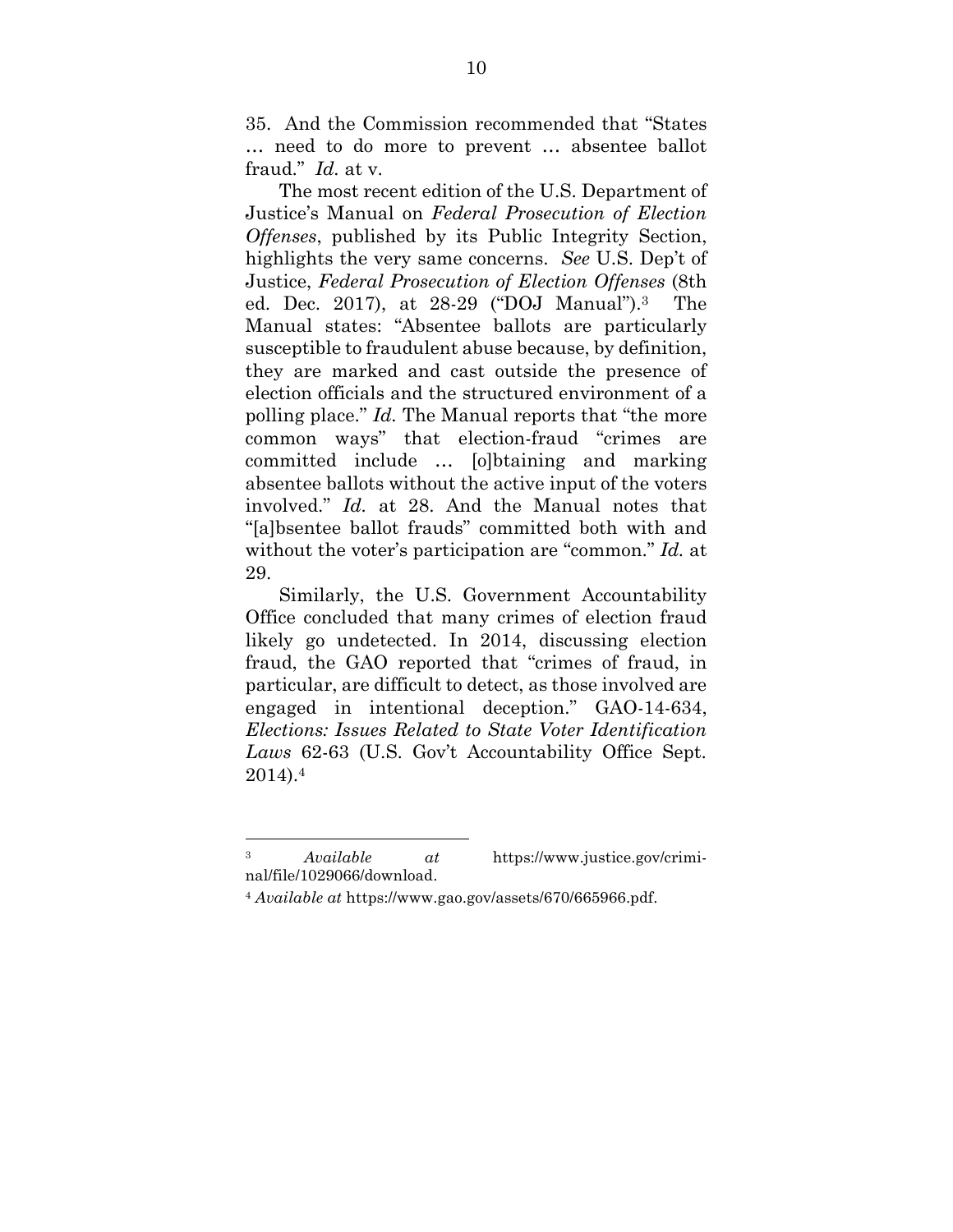35. And the Commission recommended that "States … need to do more to prevent … absentee ballot fraud." *Id.* at v.

The most recent edition of the U.S. Department of Justice's Manual on *Federal Prosecution of Election Offenses*, published by its Public Integrity Section, highlights the very same concerns. *See* U.S. Dep't of Justice, *Federal Prosecution of Election Offenses* (8th ed. Dec. 2017), at 28-29 ("DOJ Manual").[3] The Manual states: "Absentee ballots are particularly susceptible to fraudulent abuse because, by definition, they are marked and cast outside the presence of election officials and the structured environment of a polling place." *Id.* The Manual reports that "the more common ways" that election-fraud "crimes are committed include … [o]btaining and marking absentee ballots without the active input of the voters involved." *Id.* at 28. And the Manual notes that "[a]bsentee ballot frauds" committed both with and without the voter's participation are "common." *Id.* at 29.

Similarly, the U.S. Government Accountability Office concluded that many crimes of election fraud likely go undetected. In 2014, discussing election fraud, the GAO reported that "crimes of fraud, in particular, are difficult to detect, as those involved are engaged in intentional deception." GAO-14-634, *Elections: Issues Related to State Voter Identification Laws* 62-63 (U.S. Gov't Accountability Office Sept. 2014).[4]

---

[3] *Available at* https://www.justice.gov/criminal/file/1029066/download.

[4] *Available at* https://www.gao.gov/assets/670/665966.pdf.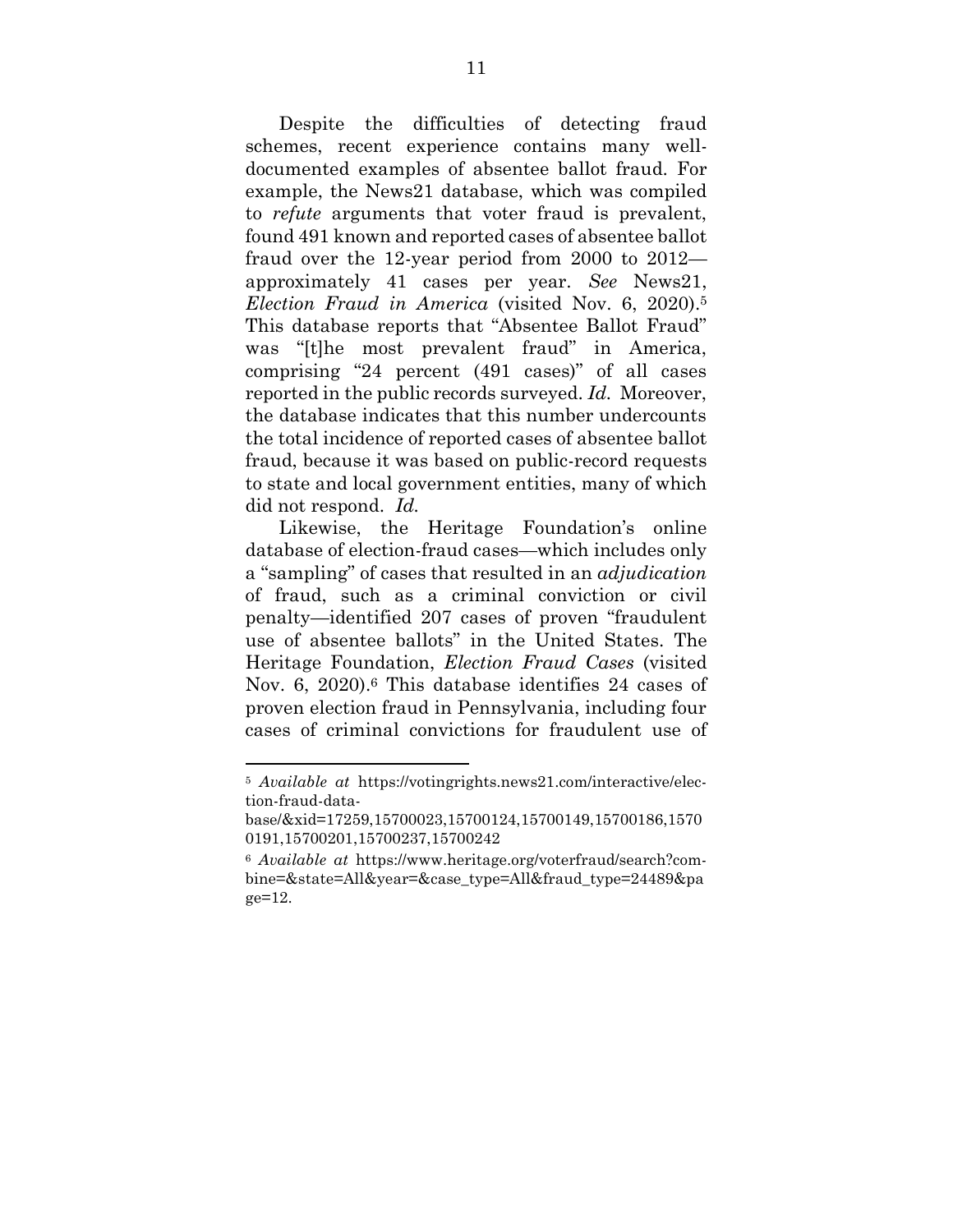Despite the difficulties of detecting fraud schemes, recent experience contains many well-documented examples of absentee ballot fraud. For example, the News21 database, which was compiled to *refute* arguments that voter fraud is prevalent, found 491 known and reported cases of absentee ballot fraud over the 12-year period from 2000 to 2012—approximately 41 cases per year. *See* News21, *Election Fraud in America* (visited Nov. 6, 2020).[5] This database reports that "Absentee Ballot Fraud" was "[t]he most prevalent fraud" in America, comprising "24 percent (491 cases)" of all cases reported in the public records surveyed. *Id.* Moreover, the database indicates that this number undercounts the total incidence of reported cases of absentee ballot fraud, because it was based on public-record requests to state and local government entities, many of which did not respond. *Id.*

Likewise, the Heritage Foundation's online database of election-fraud cases—which includes only a "sampling" of cases that resulted in an *adjudication* of fraud, such as a criminal conviction or civil penalty—identified 207 cases of proven "fraudulent use of absentee ballots" in the United States. The Heritage Foundation, *Election Fraud Cases* (visited Nov. 6, 2020).[6] This database identifies 24 cases of proven election fraud in Pennsylvania, including four cases of criminal convictions for fraudulent use of

---

[5] *Available at* https://votingrights.news21.com/interactive/election-fraud-database/&xid=17259,15700023,15700124,15700149,15700186,15700191,15700201,15700237,15700242

[6] *Available at* https://www.heritage.org/voterfraud/search?combine=&state=All&year=&case_type=All&fraud_type=24489&page=12.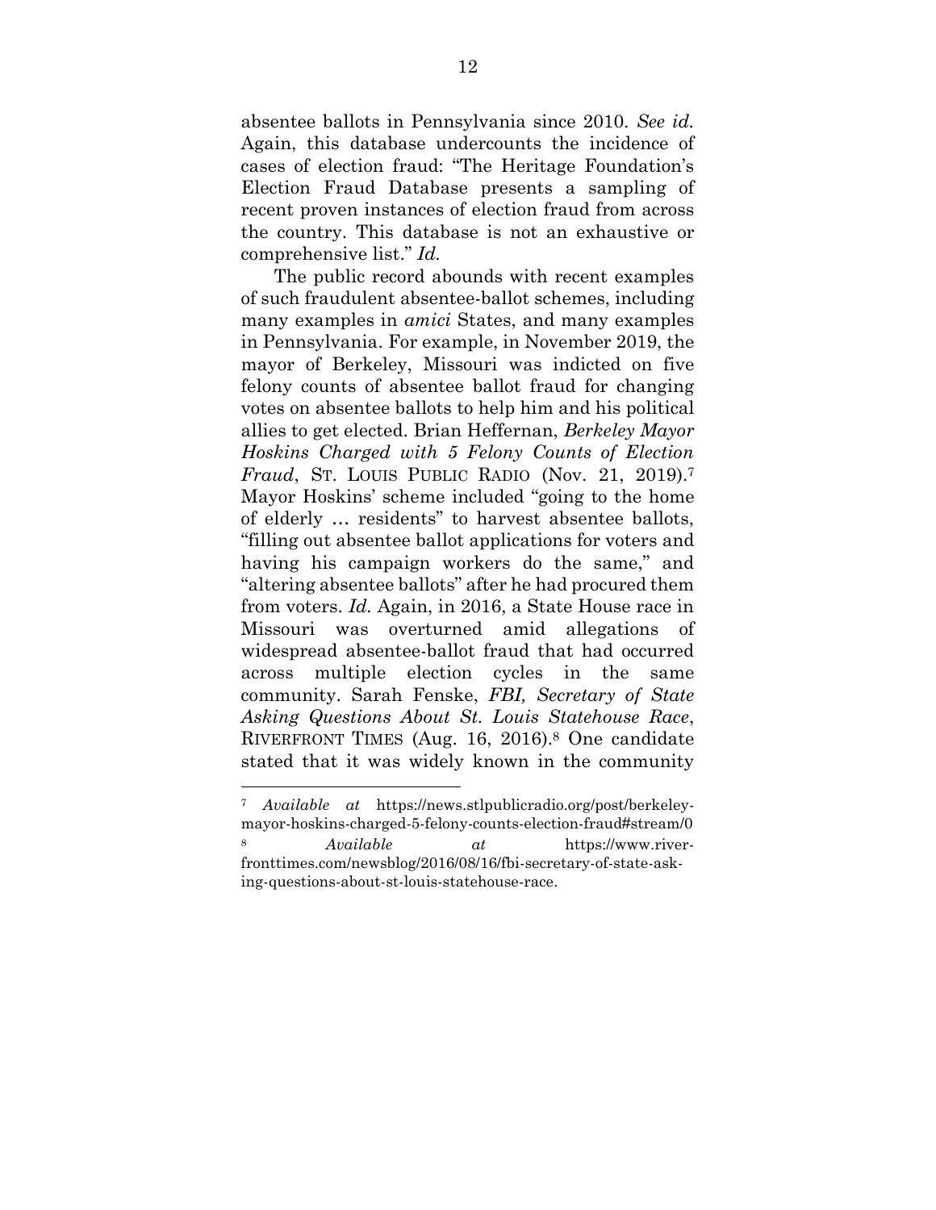absentee ballots in Pennsylvania since 2010. *See id.* Again, this database undercounts the incidence of cases of election fraud: "The Heritage Foundation's Election Fraud Database presents a sampling of recent proven instances of election fraud from across the country. This database is not an exhaustive or comprehensive list." *Id.*

The public record abounds with recent examples of such fraudulent absentee-ballot schemes, including many examples in *amici* States, and many examples in Pennsylvania. For example, in November 2019, the mayor of Berkeley, Missouri was indicted on five felony counts of absentee ballot fraud for changing votes on absentee ballots to help him and his political allies to get elected. Brian Heffernan, *Berkeley Mayor Hoskins Charged with 5 Felony Counts of Election Fraud*, ST. LOUIS PUBLIC RADIO (Nov. 21, 2019).[7] Mayor Hoskins' scheme included "going to the home of elderly … residents" to harvest absentee ballots, "filling out absentee ballot applications for voters and having his campaign workers do the same," and "altering absentee ballots" after he had procured them from voters. *Id.* Again, in 2016, a State House race in Missouri was overturned amid allegations of widespread absentee-ballot fraud that had occurred across multiple election cycles in the same community. Sarah Fenske, *FBI, Secretary of State Asking Questions About St. Louis Statehouse Race*, RIVERFRONT TIMES (Aug. 16, 2016).[8] One candidate stated that it was widely known in the community

---

[7] *Available at* https://news.stlpublicradio.org/post/berkeley-mayor-hoskins-charged-5-felony-counts-election-fraud#stream/0

[8] *Available at* https://www.riverfronttimes.com/newsblog/2016/08/16/fbi-secretary-of-state-asking-questions-about-st-louis-statehouse-race.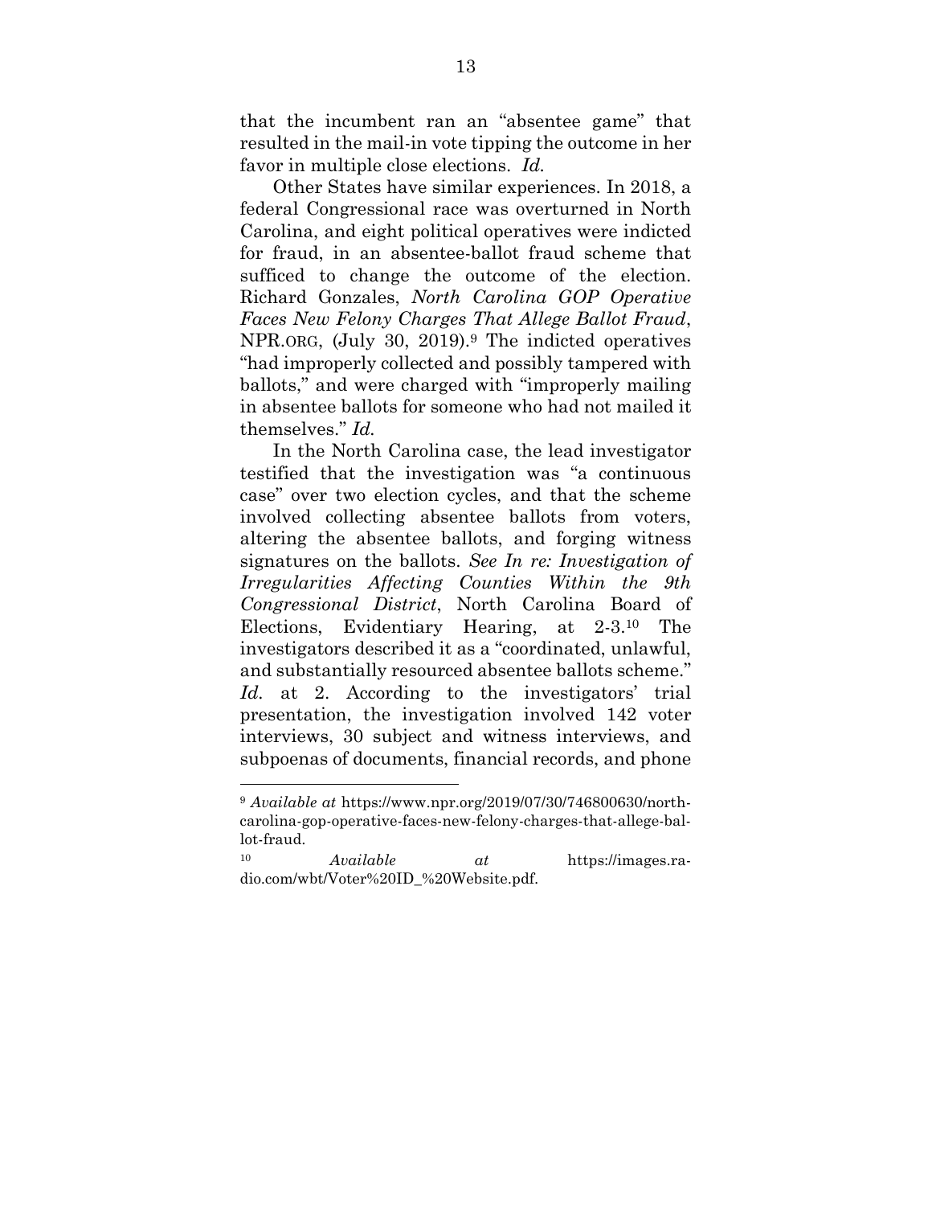that the incumbent ran an "absentee game" that resulted in the mail-in vote tipping the outcome in her favor in multiple close elections. *Id.*

Other States have similar experiences. In 2018, a federal Congressional race was overturned in North Carolina, and eight political operatives were indicted for fraud, in an absentee-ballot fraud scheme that sufficed to change the outcome of the election. Richard Gonzales, *North Carolina GOP Operative Faces New Felony Charges That Allege Ballot Fraud*, NPR.ORG, (July 30, 2019).[9] The indicted operatives "had improperly collected and possibly tampered with ballots," and were charged with "improperly mailing in absentee ballots for someone who had not mailed it themselves." *Id.*

In the North Carolina case, the lead investigator testified that the investigation was "a continuous case" over two election cycles, and that the scheme involved collecting absentee ballots from voters, altering the absentee ballots, and forging witness signatures on the ballots. *See In re: Investigation of Irregularities Affecting Counties Within the 9th Congressional District*, North Carolina Board of Elections, Evidentiary Hearing, at 2-3.[10] The investigators described it as a "coordinated, unlawful, and substantially resourced absentee ballots scheme." *Id.* at 2. According to the investigators' trial presentation, the investigation involved 142 voter interviews, 30 subject and witness interviews, and subpoenas of documents, financial records, and phone

---

[9] *Available at* https://www.npr.org/2019/07/30/746800630/north-carolina-gop-operative-faces-new-felony-charges-that-allege-ballot-fraud.

[10] *Available at* https://images.radio.com/wbt/Voter%20ID_%20Website.pdf.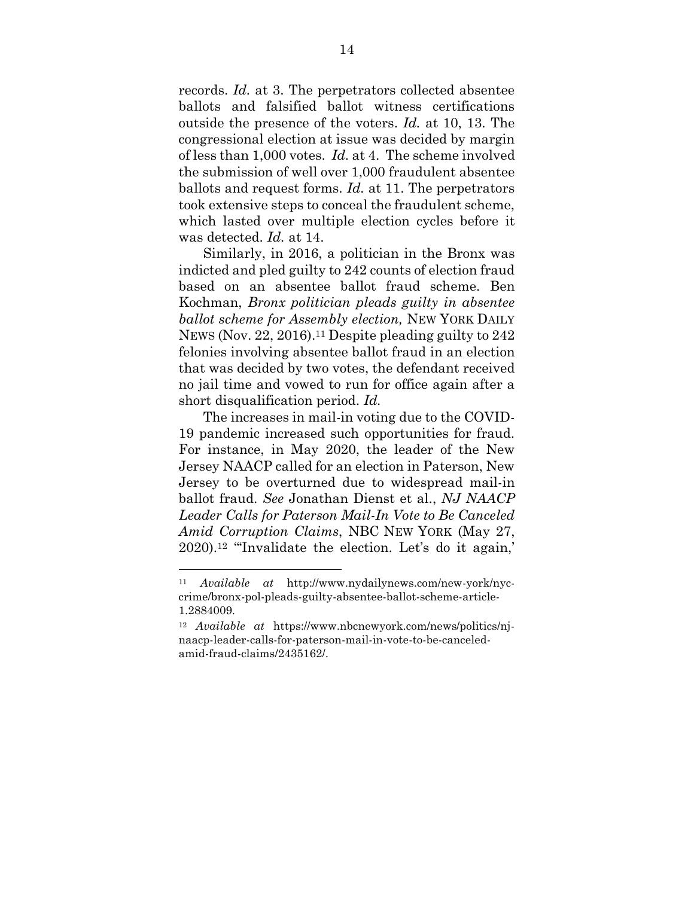records. *Id.* at 3. The perpetrators collected absentee ballots and falsified ballot witness certifications outside the presence of the voters. *Id.* at 10, 13. The congressional election at issue was decided by margin of less than 1,000 votes. *Id.* at 4. The scheme involved the submission of well over 1,000 fraudulent absentee ballots and request forms. *Id.* at 11. The perpetrators took extensive steps to conceal the fraudulent scheme, which lasted over multiple election cycles before it was detected. *Id.* at 14.

Similarly, in 2016, a politician in the Bronx was indicted and pled guilty to 242 counts of election fraud based on an absentee ballot fraud scheme. Ben Kochman, *Bronx politician pleads guilty in absentee ballot scheme for Assembly election,* NEW YORK DAILY NEWS (Nov. 22, 2016).[11] Despite pleading guilty to 242 felonies involving absentee ballot fraud in an election that was decided by two votes, the defendant received no jail time and vowed to run for office again after a short disqualification period. *Id.*

The increases in mail-in voting due to the COVID-19 pandemic increased such opportunities for fraud. For instance, in May 2020, the leader of the New Jersey NAACP called for an election in Paterson, New Jersey to be overturned due to widespread mail-in ballot fraud. *See* Jonathan Dienst et al., *NJ NAACP Leader Calls for Paterson Mail-In Vote to Be Canceled Amid Corruption Claims*, NBC NEW YORK (May 27, 2020).[12] "'Invalidate the election. Let's do it again,'

---

[11] *Available at* http://www.nydailynews.com/new-york/nyc-crime/bronx-pol-pleads-guilty-absentee-ballot-scheme-article-1.2884009.

[12] *Available at* https://www.nbcnewyork.com/news/politics/nj-naacp-leader-calls-for-paterson-mail-in-vote-to-be-canceled-amid-fraud-claims/2435162/.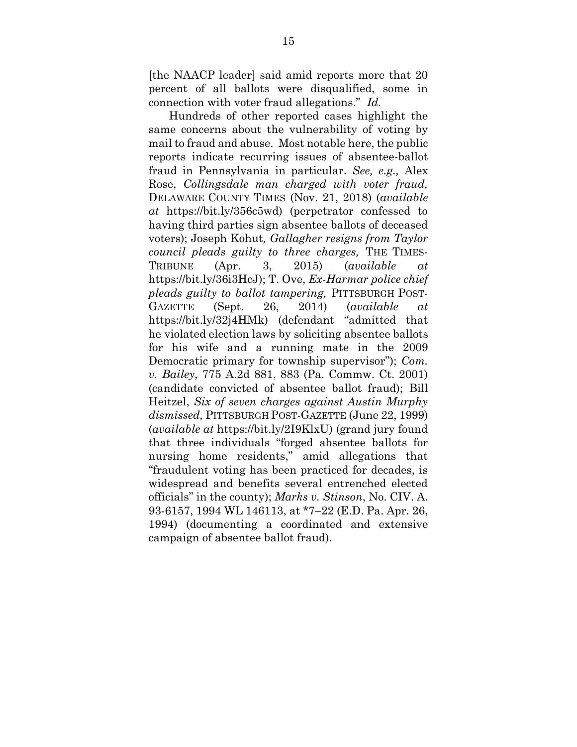[the NAACP leader] said amid reports more that 20 percent of all ballots were disqualified, some in connection with voter fraud allegations." *Id.*

Hundreds of other reported cases highlight the same concerns about the vulnerability of voting by mail to fraud and abuse. Most notable here, the public reports indicate recurring issues of absentee-ballot fraud in Pennsylvania in particular. *See, e.g.,* Alex Rose, *Collingsdale man charged with voter fraud,* DELAWARE COUNTY TIMES (Nov. 21, 2018) (*available at* https://bit.ly/356c5wd) (perpetrator confessed to having third parties sign absentee ballots of deceased voters); Joseph Kohut, *Gallagher resigns from Taylor council pleads guilty to three charges,* THE TIMES-TRIBUNE (Apr. 3, 2015) (*available at* https://bit.ly/36i3HcJ); T. Ove, *Ex-Harmar police chief pleads guilty to ballot tampering,* PITTSBURGH POST-GAZETTE (Sept. 26, 2014) (*available at* https://bit.ly/32j4HMk) (defendant "admitted that he violated election laws by soliciting absentee ballots for his wife and a running mate in the 2009 Democratic primary for township supervisor"); *Com. v. Bailey*, 775 A.2d 881, 883 (Pa. Commw. Ct. 2001) (candidate convicted of absentee ballot fraud); Bill Heitzel, *Six of seven charges against Austin Murphy dismissed,* PITTSBURGH POST-GAZETTE (June 22, 1999) (*available at* https://bit.ly/2I9KlxU) (grand jury found that three individuals "forged absentee ballots for nursing home residents," amid allegations that "fraudulent voting has been practiced for decades, is widespread and benefits several entrenched elected officials" in the county); *Marks v. Stinson*, No. CIV. A. 93-6157, 1994 WL 146113, at *7–22 (E.D. Pa. Apr. 26, 1994) (documenting a coordinated and extensive campaign of absentee ballot fraud).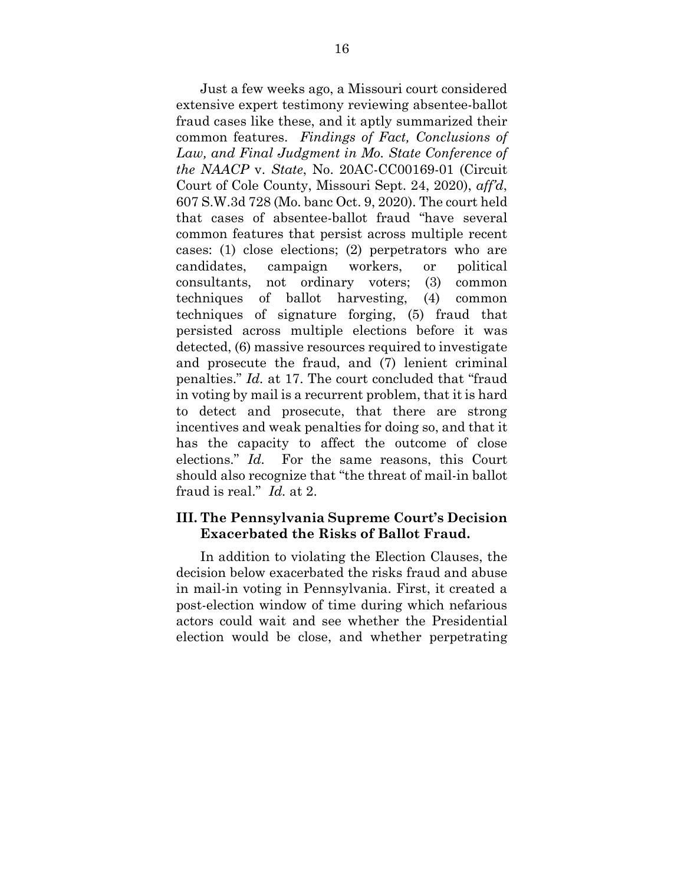Just a few weeks ago, a Missouri court considered extensive expert testimony reviewing absentee-ballot fraud cases like these, and it aptly summarized their common features. *Findings of Fact, Conclusions of Law, and Final Judgment in Mo. State Conference of the NAACP* v. *State*, No. 20AC-CC00169-01 (Circuit Court of Cole County, Missouri Sept. 24, 2020), *aff'd*, 607 S.W.3d 728 (Mo. banc Oct. 9, 2020). The court held that cases of absentee-ballot fraud "have several common features that persist across multiple recent cases: (1) close elections; (2) perpetrators who are candidates, campaign workers, or political consultants, not ordinary voters; (3) common techniques of ballot harvesting, (4) common techniques of signature forging, (5) fraud that persisted across multiple elections before it was detected, (6) massive resources required to investigate and prosecute the fraud, and (7) lenient criminal penalties." *Id.* at 17. The court concluded that "fraud in voting by mail is a recurrent problem, that it is hard to detect and prosecute, that there are strong incentives and weak penalties for doing so, and that it has the capacity to affect the outcome of close elections." *Id.* For the same reasons, this Court should also recognize that "the threat of mail-in ballot fraud is real." *Id.* at 2.

## III. The Pennsylvania Supreme Court's Decision Exacerbated the Risks of Ballot Fraud.

In addition to violating the Election Clauses, the decision below exacerbated the risks fraud and abuse in mail-in voting in Pennsylvania. First, it created a post-election window of time during which nefarious actors could wait and see whether the Presidential election would be close, and whether perpetrating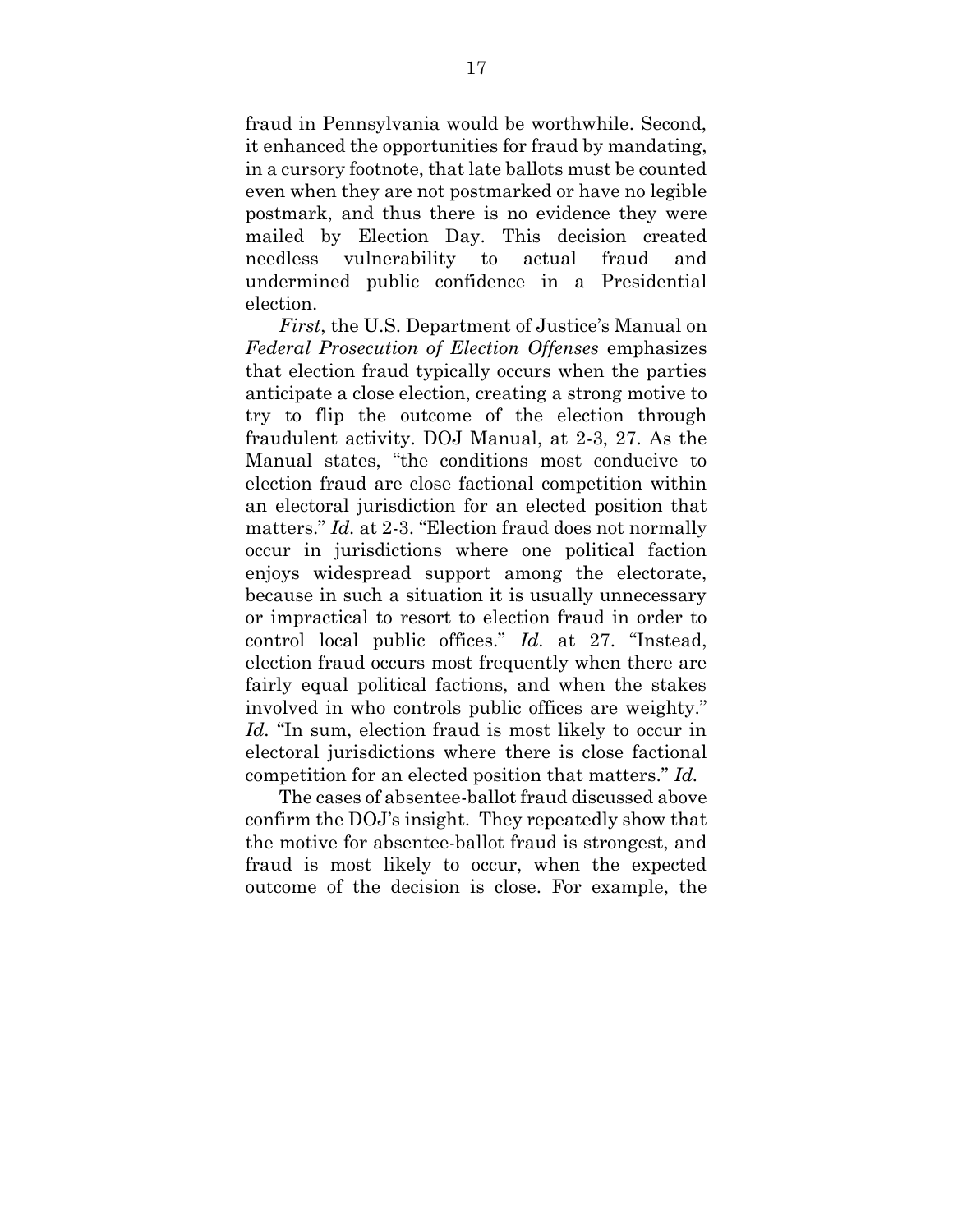fraud in Pennsylvania would be worthwhile. Second, it enhanced the opportunities for fraud by mandating, in a cursory footnote, that late ballots must be counted even when they are not postmarked or have no legible postmark, and thus there is no evidence they were mailed by Election Day. This decision created needless vulnerability to actual fraud and undermined public confidence in a Presidential election.

*First*, the U.S. Department of Justice's Manual on *Federal Prosecution of Election Offenses* emphasizes that election fraud typically occurs when the parties anticipate a close election, creating a strong motive to try to flip the outcome of the election through fraudulent activity. DOJ Manual, at 2-3, 27. As the Manual states, "the conditions most conducive to election fraud are close factional competition within an electoral jurisdiction for an elected position that matters." *Id.* at 2-3. "Election fraud does not normally occur in jurisdictions where one political faction enjoys widespread support among the electorate, because in such a situation it is usually unnecessary or impractical to resort to election fraud in order to control local public offices." *Id.* at 27. "Instead, election fraud occurs most frequently when there are fairly equal political factions, and when the stakes involved in who controls public offices are weighty." *Id.* "In sum, election fraud is most likely to occur in electoral jurisdictions where there is close factional competition for an elected position that matters." *Id.*

The cases of absentee-ballot fraud discussed above confirm the DOJ's insight. They repeatedly show that the motive for absentee-ballot fraud is strongest, and fraud is most likely to occur, when the expected outcome of the decision is close. For example, the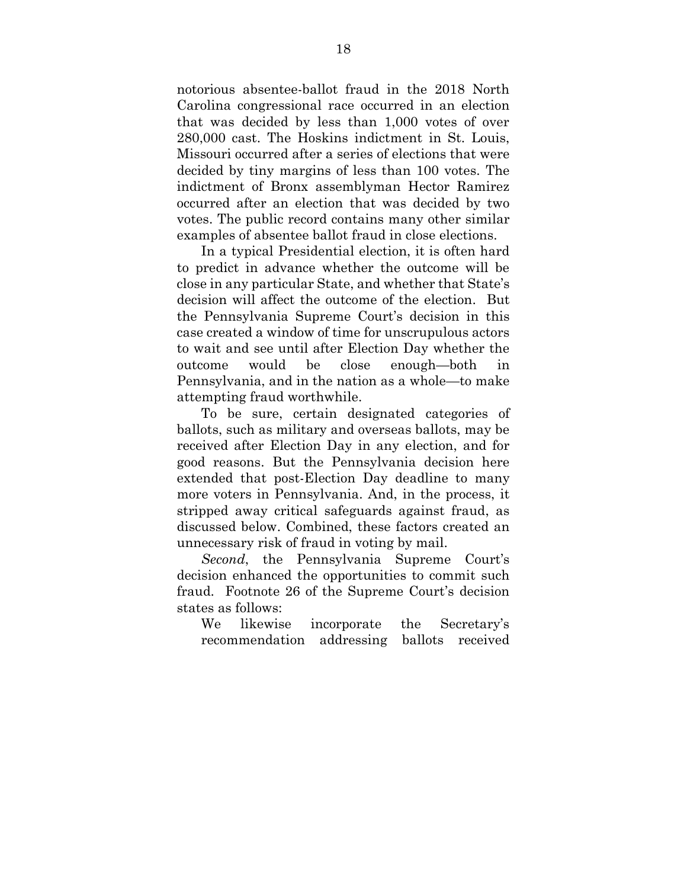notorious absentee-ballot fraud in the 2018 North Carolina congressional race occurred in an election that was decided by less than 1,000 votes of over 280,000 cast. The Hoskins indictment in St. Louis, Missouri occurred after a series of elections that were decided by tiny margins of less than 100 votes. The indictment of Bronx assemblyman Hector Ramirez occurred after an election that was decided by two votes. The public record contains many other similar examples of absentee ballot fraud in close elections.

In a typical Presidential election, it is often hard to predict in advance whether the outcome will be close in any particular State, and whether that State's decision will affect the outcome of the election. But the Pennsylvania Supreme Court's decision in this case created a window of time for unscrupulous actors to wait and see until after Election Day whether the outcome would be close enough—both in Pennsylvania, and in the nation as a whole—to make attempting fraud worthwhile.

To be sure, certain designated categories of ballots, such as military and overseas ballots, may be received after Election Day in any election, and for good reasons. But the Pennsylvania decision here extended that post-Election Day deadline to many more voters in Pennsylvania. And, in the process, it stripped away critical safeguards against fraud, as discussed below. Combined, these factors created an unnecessary risk of fraud in voting by mail.

*Second*, the Pennsylvania Supreme Court's decision enhanced the opportunities to commit such fraud. Footnote 26 of the Supreme Court's decision states as follows:

> We likewise incorporate the Secretary's recommendation addressing ballots received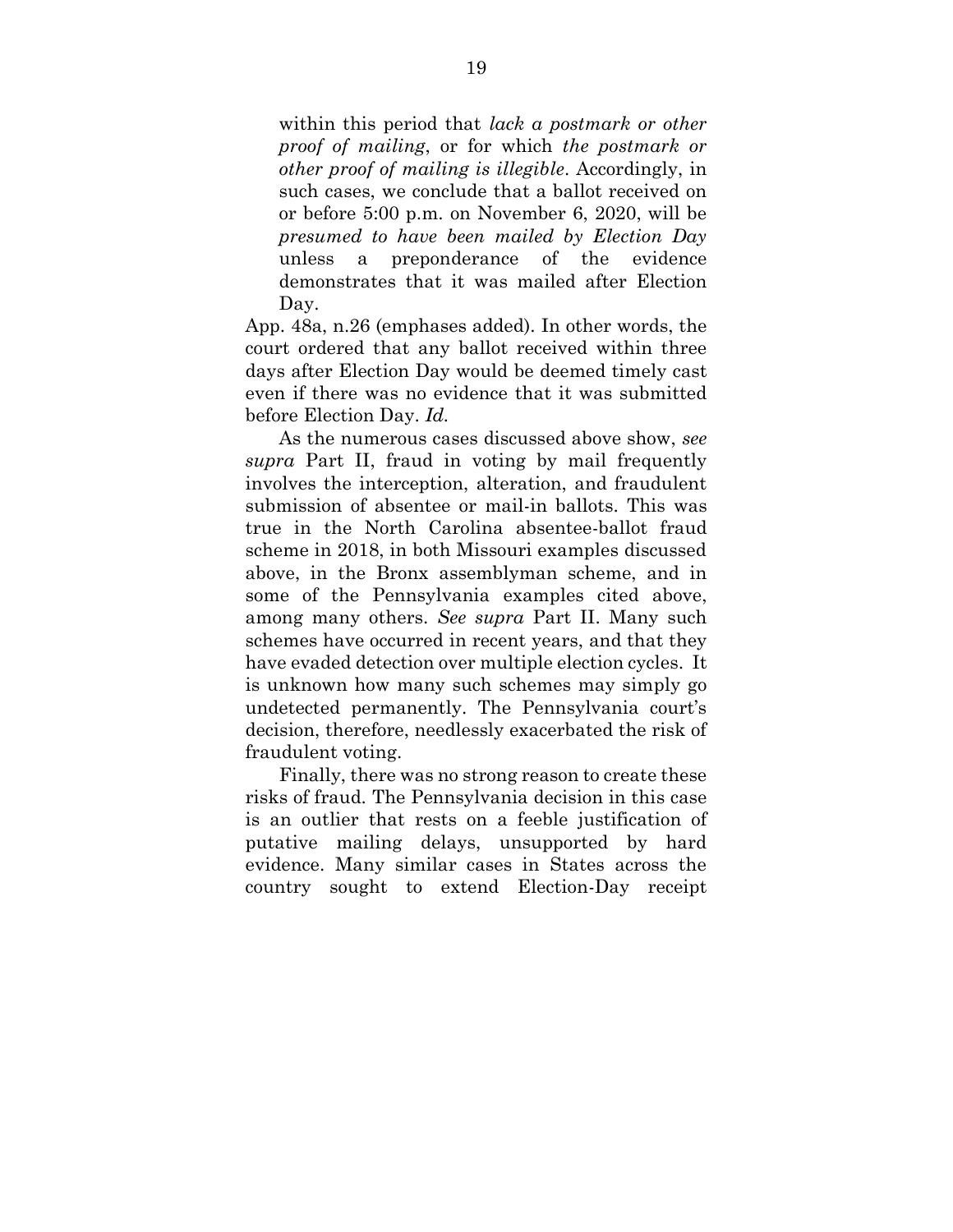within this period that *lack a postmark or other proof of mailing*, or for which *the postmark or other proof of mailing is illegible*. Accordingly, in such cases, we conclude that a ballot received on or before 5:00 p.m. on November 6, 2020, will be *presumed to have been mailed by Election Day* unless a preponderance of the evidence demonstrates that it was mailed after Election Day.

App. 48a, n.26 (emphases added). In other words, the court ordered that any ballot received within three days after Election Day would be deemed timely cast even if there was no evidence that it was submitted before Election Day. *Id.*

As the numerous cases discussed above show, *see supra* Part II, fraud in voting by mail frequently involves the interception, alteration, and fraudulent submission of absentee or mail-in ballots. This was true in the North Carolina absentee-ballot fraud scheme in 2018, in both Missouri examples discussed above, in the Bronx assemblyman scheme, and in some of the Pennsylvania examples cited above, among many others. *See supra* Part II. Many such schemes have occurred in recent years, and that they have evaded detection over multiple election cycles. It is unknown how many such schemes may simply go undetected permanently. The Pennsylvania court's decision, therefore, needlessly exacerbated the risk of fraudulent voting.

Finally, there was no strong reason to create these risks of fraud. The Pennsylvania decision in this case is an outlier that rests on a feeble justification of putative mailing delays, unsupported by hard evidence. Many similar cases in States across the country sought to extend Election-Day receipt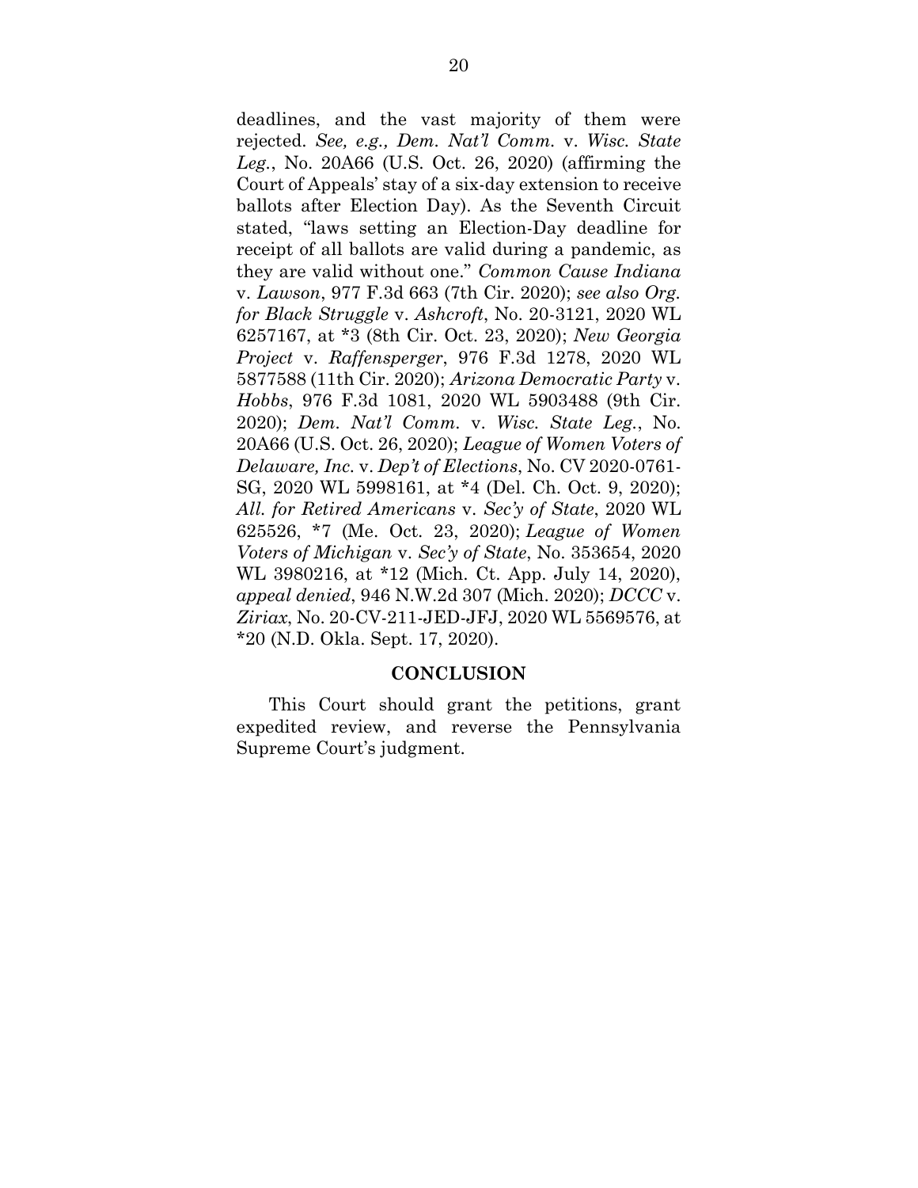deadlines, and the vast majority of them were rejected. *See, e.g., Dem. Nat'l Comm.* v. *Wisc. State Leg.*, No. 20A66 (U.S. Oct. 26, 2020) (affirming the Court of Appeals' stay of a six-day extension to receive ballots after Election Day). As the Seventh Circuit stated, "laws setting an Election-Day deadline for receipt of all ballots are valid during a pandemic, as they are valid without one." *Common Cause Indiana* v. *Lawson*, 977 F.3d 663 (7th Cir. 2020); *see also Org. for Black Struggle* v. *Ashcroft*, No. 20-3121, 2020 WL 6257167, at \*3 (8th Cir. Oct. 23, 2020); *New Georgia Project* v. *Raffensperger*, 976 F.3d 1278, 2020 WL 5877588 (11th Cir. 2020); *Arizona Democratic Party* v. *Hobbs*, 976 F.3d 1081, 2020 WL 5903488 (9th Cir. 2020); *Dem. Nat'l Comm.* v. *Wisc. State Leg.*, No. 20A66 (U.S. Oct. 26, 2020); *League of Women Voters of Delaware, Inc.* v. *Dep't of Elections*, No. CV 2020-0761-SG, 2020 WL 5998161, at \*4 (Del. Ch. Oct. 9, 2020); *All. for Retired Americans* v. *Sec'y of State*, 2020 WL 625526, \*7 (Me. Oct. 23, 2020); *League of Women Voters of Michigan* v. *Sec'y of State*, No. 353654, 2020 WL 3980216, at \*12 (Mich. Ct. App. July 14, 2020), *appeal denied*, 946 N.W.2d 307 (Mich. 2020); *DCCC* v. *Ziriax*, No. 20-CV-211-JED-JFJ, 2020 WL 5569576, at \*20 (N.D. Okla. Sept. 17, 2020).

## CONCLUSION

This Court should grant the petitions, grant expedited review, and reverse the Pennsylvania Supreme Court's judgment.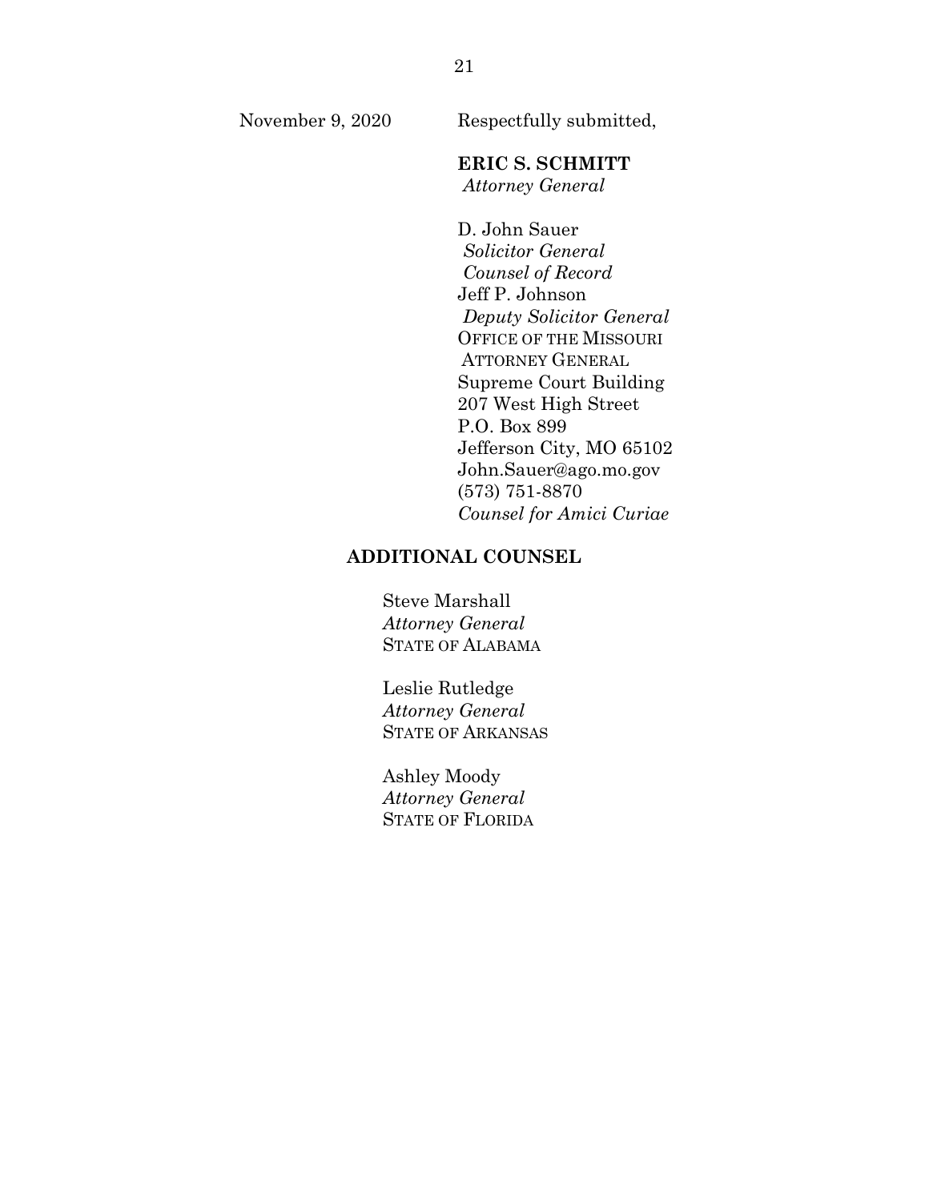November 9, 2020 Respectfully submitted,

**ERIC S. SCHMITT**
*Attorney General*

D. John Sauer
*Solicitor General*
*Counsel of Record*
Jeff P. Johnson
*Deputy Solicitor General*
OFFICE OF THE MISSOURI ATTORNEY GENERAL
Supreme Court Building
207 West High Street
P.O. Box 899
Jefferson City, MO 65102
John.Sauer@ago.mo.gov
(573) 751-8870
*Counsel for Amici Curiae*

**ADDITIONAL COUNSEL**

Steve Marshall
*Attorney General*
STATE OF ALABAMA

Leslie Rutledge
*Attorney General*
STATE OF ARKANSAS

Ashley Moody
*Attorney General*
STATE OF FLORIDA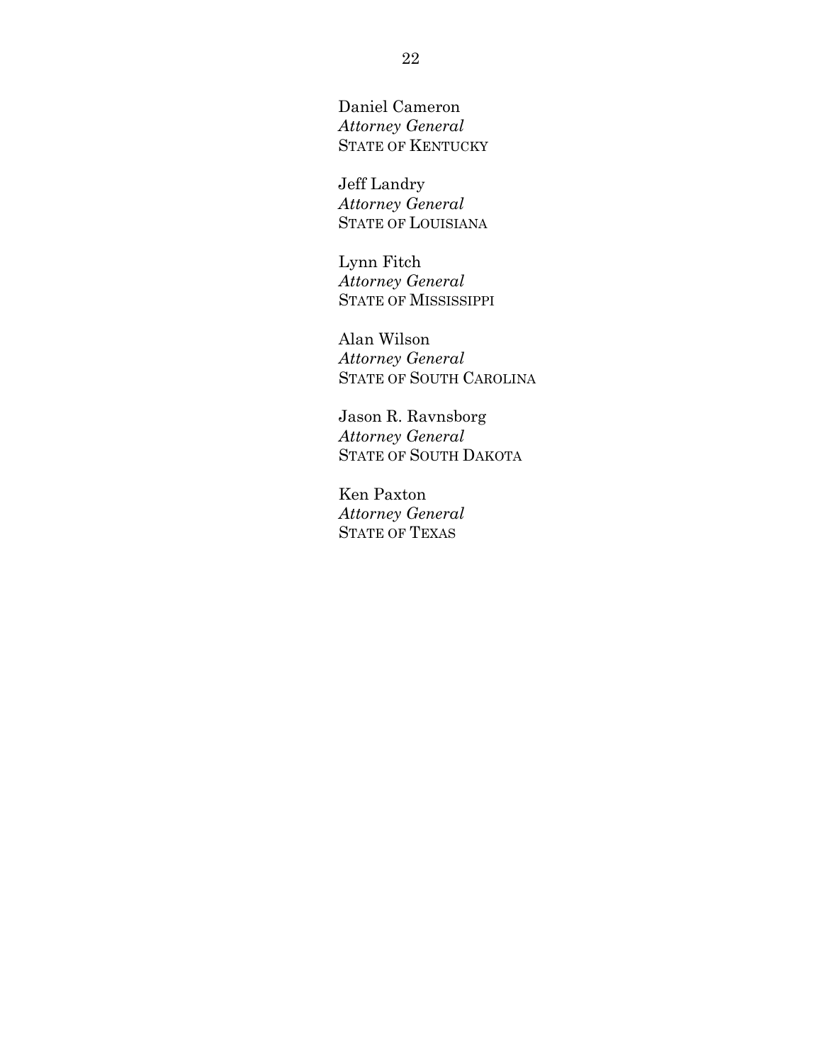Daniel Cameron
*Attorney General*
STATE OF KENTUCKY

Jeff Landry
*Attorney General*
STATE OF LOUISIANA

Lynn Fitch
*Attorney General*
STATE OF MISSISSIPPI

Alan Wilson
*Attorney General*
STATE OF SOUTH CAROLINA

Jason R. Ravnsborg
*Attorney General*
STATE OF SOUTH DAKOTA

Ken Paxton
*Attorney General*
STATE OF TEXAS